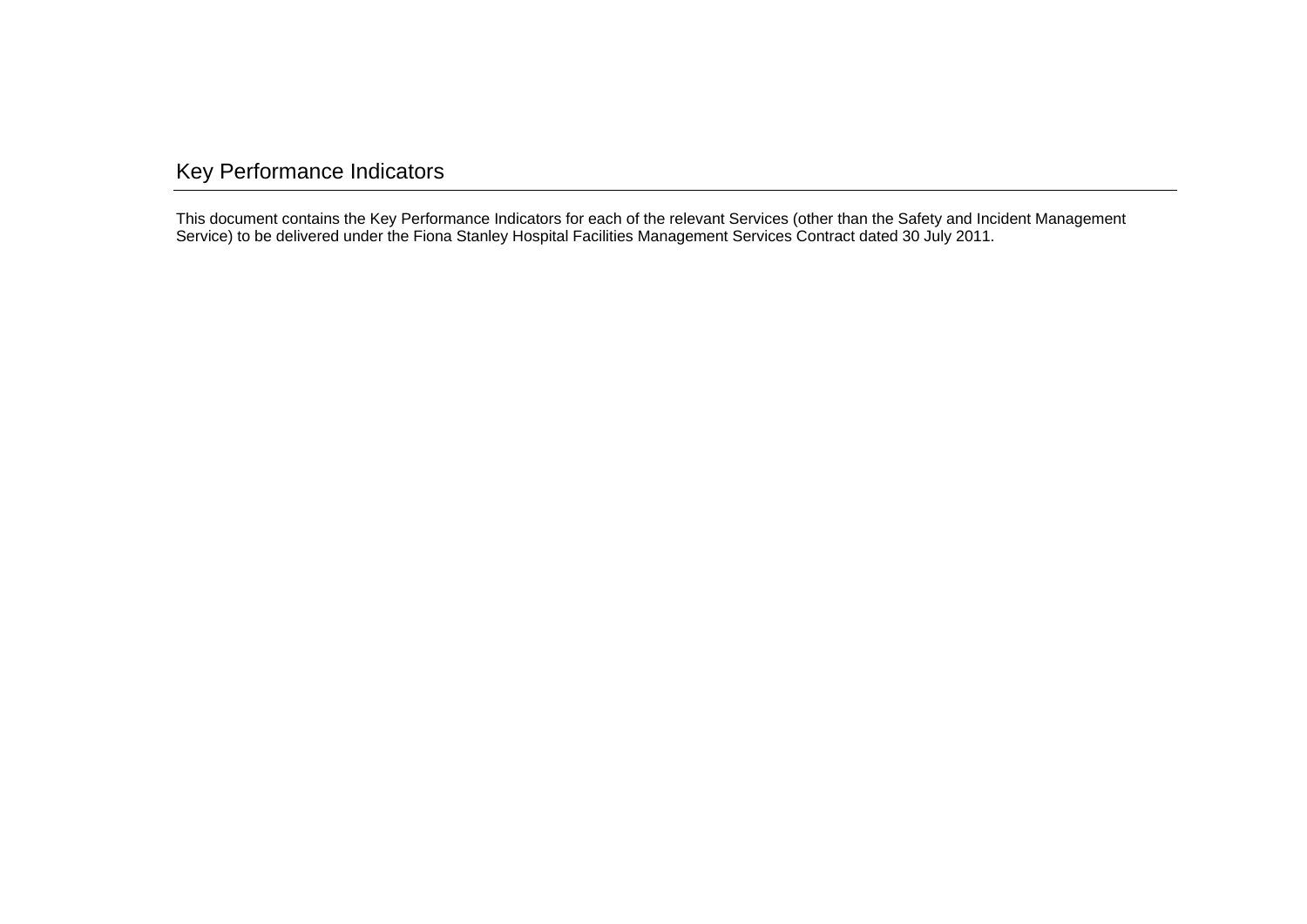# Key Performance Indicators

This document contains the Key Performance Indicators for each of the relevant Services (other than the Safety and Incident Management Service) to be delivered under the Fiona Stanley Hospital Facilities Management Services Contract dated 30 July 2011.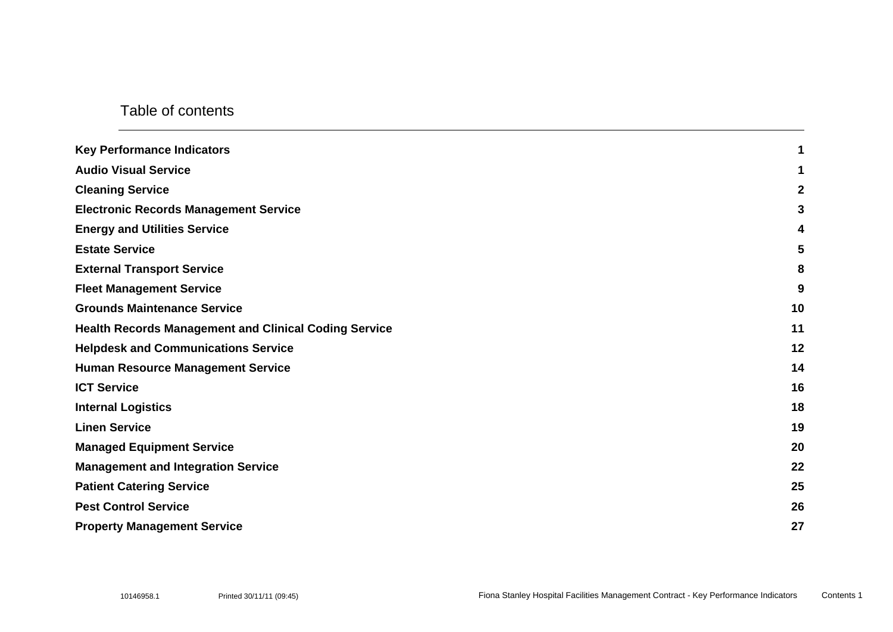# Table of contents

| | |
|---|---|
| **Key Performance Indicators** | **1** |
| **Audio Visual Service** | **1** |
| **Cleaning Service** | **2** |
| **Electronic Records Management Service** | **3** |
| **Energy and Utilities Service** | **4** |
| **Estate Service** | **5** |
| **External Transport Service** | **8** |
| **Fleet Management Service** | **9** |
| **Grounds Maintenance Service** | **10** |
| **Health Records Management and Clinical Coding Service** | **11** |
| **Helpdesk and Communications Service** | **12** |
| **Human Resource Management Service** | **14** |
| **ICT Service** | **16** |
| **Internal Logistics** | **18** |
| **Linen Service** | **19** |
| **Managed Equipment Service** | **20** |
| **Management and Integration Service** | **22** |
| **Patient Catering Service** | **25** |
| **Pest Control Service** | **26** |
| **Property Management Service** | **27** |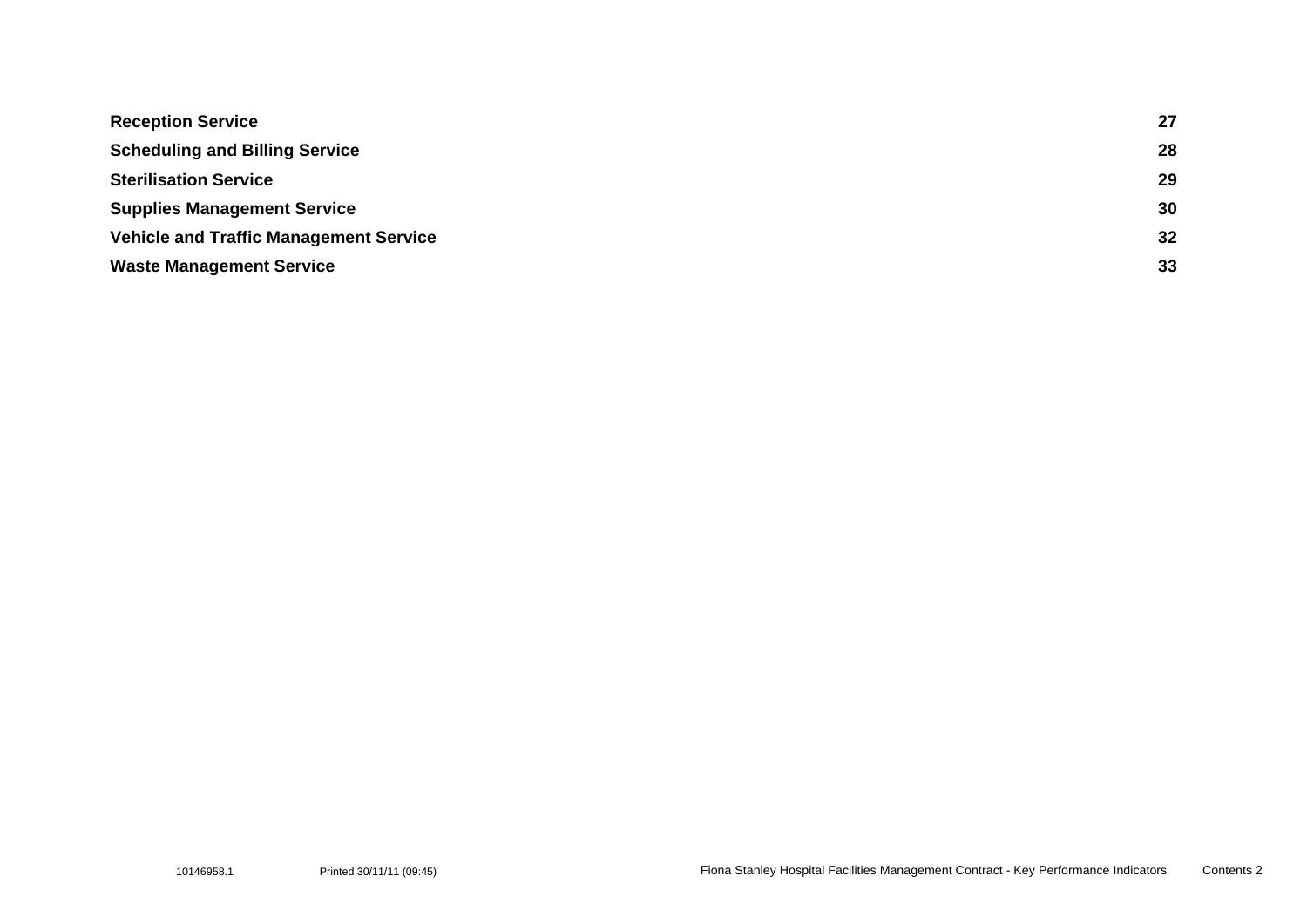| | |
|---|---|
| **Reception Service** | **27** |
| **Scheduling and Billing Service** | **28** |
| **Sterilisation Service** | **29** |
| **Supplies Management Service** | **30** |
| **Vehicle and Traffic Management Service** | **32** |
| **Waste Management Service** | **33** |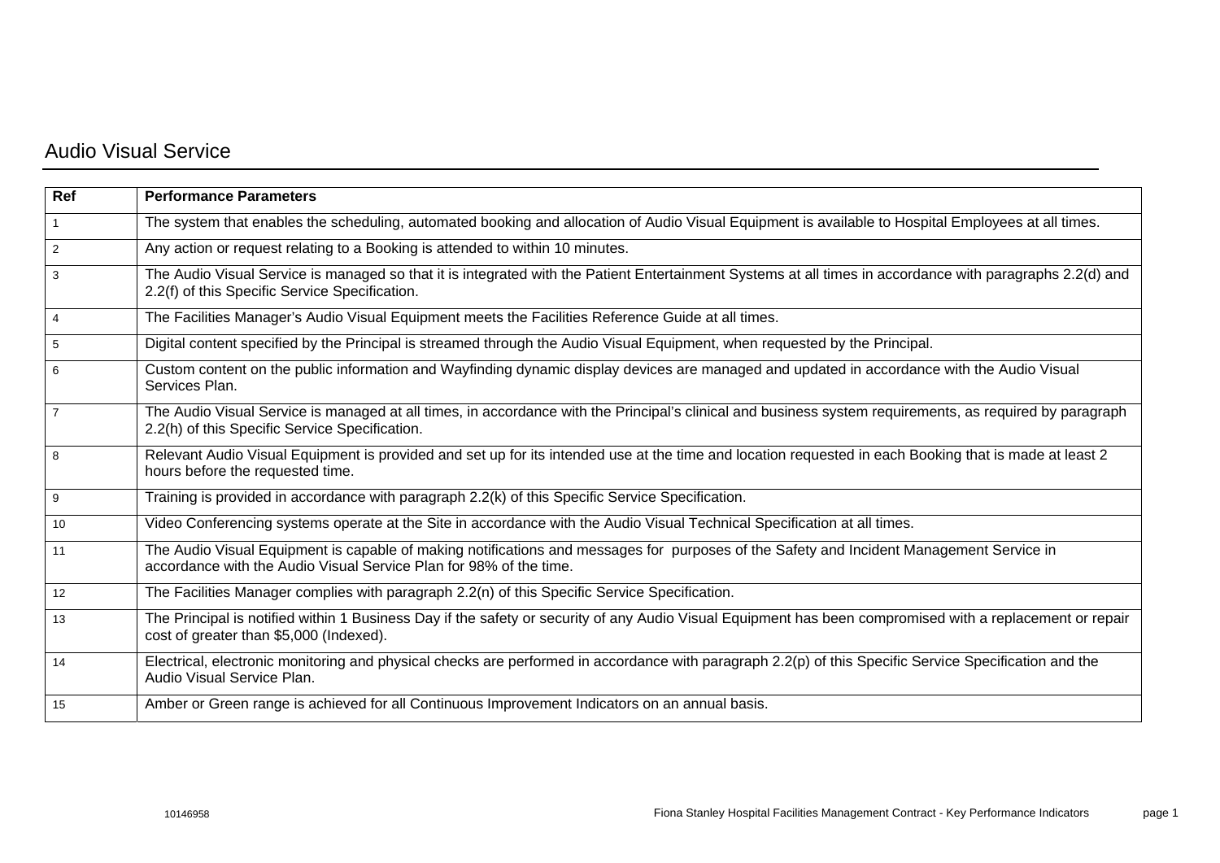## Audio Visual Service

| Ref | Performance Parameters |
|---|---|
| 1 | The system that enables the scheduling, automated booking and allocation of Audio Visual Equipment is available to Hospital Employees at all times. |
| 2 | Any action or request relating to a Booking is attended to within 10 minutes. |
| 3 | The Audio Visual Service is managed so that it is integrated with the Patient Entertainment Systems at all times in accordance with paragraphs 2.2(d) and 2.2(f) of this Specific Service Specification. |
| 4 | The Facilities Manager's Audio Visual Equipment meets the Facilities Reference Guide at all times. |
| 5 | Digital content specified by the Principal is streamed through the Audio Visual Equipment, when requested by the Principal. |
| 6 | Custom content on the public information and Wayfinding dynamic display devices are managed and updated in accordance with the Audio Visual Services Plan. |
| 7 | The Audio Visual Service is managed at all times, in accordance with the Principal's clinical and business system requirements, as required by paragraph 2.2(h) of this Specific Service Specification. |
| 8 | Relevant Audio Visual Equipment is provided and set up for its intended use at the time and location requested in each Booking that is made at least 2 hours before the requested time. |
| 9 | Training is provided in accordance with paragraph 2.2(k) of this Specific Service Specification. |
| 10 | Video Conferencing systems operate at the Site in accordance with the Audio Visual Technical Specification at all times. |
| 11 | The Audio Visual Equipment is capable of making notifications and messages for purposes of the Safety and Incident Management Service in accordance with the Audio Visual Service Plan for 98% of the time. |
| 12 | The Facilities Manager complies with paragraph 2.2(n) of this Specific Service Specification. |
| 13 | The Principal is notified within 1 Business Day if the safety or security of any Audio Visual Equipment has been compromised with a replacement or repair cost of greater than $5,000 (Indexed). |
| 14 | Electrical, electronic monitoring and physical checks are performed in accordance with paragraph 2.2(p) of this Specific Service Specification and the Audio Visual Service Plan. |
| 15 | Amber or Green range is achieved for all Continuous Improvement Indicators on an annual basis. |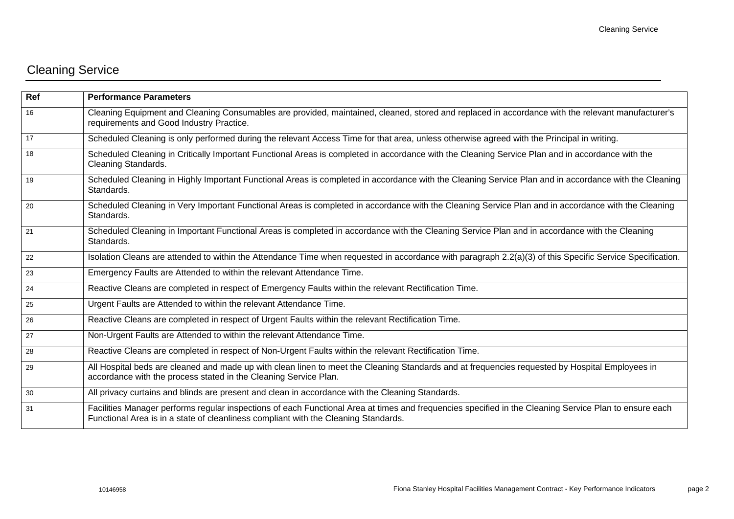## Cleaning Service

| Ref | Performance Parameters |
|---|---|
| 16 | Cleaning Equipment and Cleaning Consumables are provided, maintained, cleaned, stored and replaced in accordance with the relevant manufacturer's requirements and Good Industry Practice. |
| 17 | Scheduled Cleaning is only performed during the relevant Access Time for that area, unless otherwise agreed with the Principal in writing. |
| 18 | Scheduled Cleaning in Critically Important Functional Areas is completed in accordance with the Cleaning Service Plan and in accordance with the Cleaning Standards. |
| 19 | Scheduled Cleaning in Highly Important Functional Areas is completed in accordance with the Cleaning Service Plan and in accordance with the Cleaning Standards. |
| 20 | Scheduled Cleaning in Very Important Functional Areas is completed in accordance with the Cleaning Service Plan and in accordance with the Cleaning Standards. |
| 21 | Scheduled Cleaning in Important Functional Areas is completed in accordance with the Cleaning Service Plan and in accordance with the Cleaning Standards. |
| 22 | Isolation Cleans are attended to within the Attendance Time when requested in accordance with paragraph 2.2(a)(3) of this Specific Service Specification. |
| 23 | Emergency Faults are Attended to within the relevant Attendance Time. |
| 24 | Reactive Cleans are completed in respect of Emergency Faults within the relevant Rectification Time. |
| 25 | Urgent Faults are Attended to within the relevant Attendance Time. |
| 26 | Reactive Cleans are completed in respect of Urgent Faults within the relevant Rectification Time. |
| 27 | Non-Urgent Faults are Attended to within the relevant Attendance Time. |
| 28 | Reactive Cleans are completed in respect of Non-Urgent Faults within the relevant Rectification Time. |
| 29 | All Hospital beds are cleaned and made up with clean linen to meet the Cleaning Standards and at frequencies requested by Hospital Employees in accordance with the process stated in the Cleaning Service Plan. |
| 30 | All privacy curtains and blinds are present and clean in accordance with the Cleaning Standards. |
| 31 | Facilities Manager performs regular inspections of each Functional Area at times and frequencies specified in the Cleaning Service Plan to ensure each Functional Area is in a state of cleanliness compliant with the Cleaning Standards. |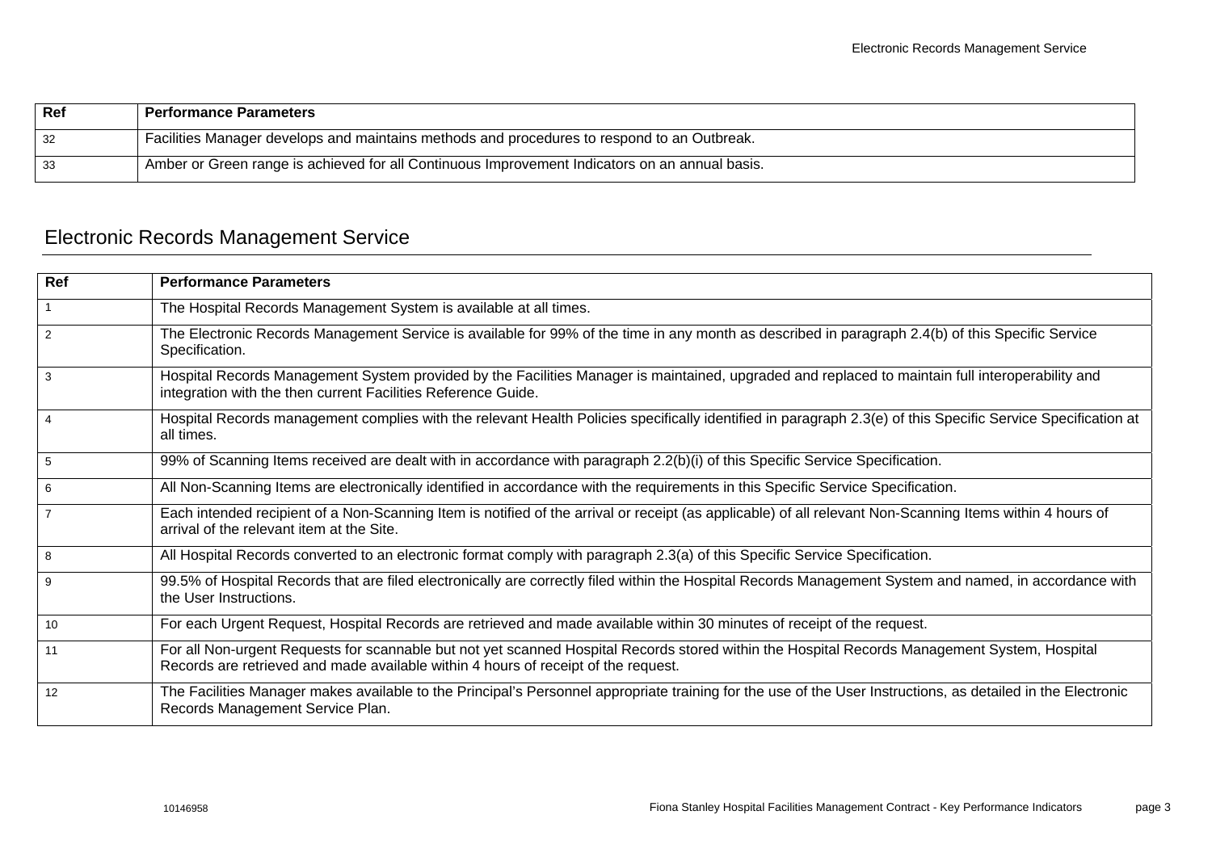| Ref | Performance Parameters |
|---|---|
| 32 | Facilities Manager develops and maintains methods and procedures to respond to an Outbreak. |
| 33 | Amber or Green range is achieved for all Continuous Improvement Indicators on an annual basis. |

## Electronic Records Management Service

| Ref | Performance Parameters |
|---|---|
| 1 | The Hospital Records Management System is available at all times. |
| 2 | The Electronic Records Management Service is available for 99% of the time in any month as described in paragraph 2.4(b) of this Specific Service Specification. |
| 3 | Hospital Records Management System provided by the Facilities Manager is maintained, upgraded and replaced to maintain full interoperability and integration with the then current Facilities Reference Guide. |
| 4 | Hospital Records management complies with the relevant Health Policies specifically identified in paragraph 2.3(e) of this Specific Service Specification at all times. |
| 5 | 99% of Scanning Items received are dealt with in accordance with paragraph 2.2(b)(i) of this Specific Service Specification. |
| 6 | All Non-Scanning Items are electronically identified in accordance with the requirements in this Specific Service Specification. |
| 7 | Each intended recipient of a Non-Scanning Item is notified of the arrival or receipt (as applicable) of all relevant Non-Scanning Items within 4 hours of arrival of the relevant item at the Site. |
| 8 | All Hospital Records converted to an electronic format comply with paragraph 2.3(a) of this Specific Service Specification. |
| 9 | 99.5% of Hospital Records that are filed electronically are correctly filed within the Hospital Records Management System and named, in accordance with the User Instructions. |
| 10 | For each Urgent Request, Hospital Records are retrieved and made available within 30 minutes of receipt of the request. |
| 11 | For all Non-urgent Requests for scannable but not yet scanned Hospital Records stored within the Hospital Records Management System, Hospital Records are retrieved and made available within 4 hours of receipt of the request. |
| 12 | The Facilities Manager makes available to the Principal's Personnel appropriate training for the use of the User Instructions, as detailed in the Electronic Records Management Service Plan. |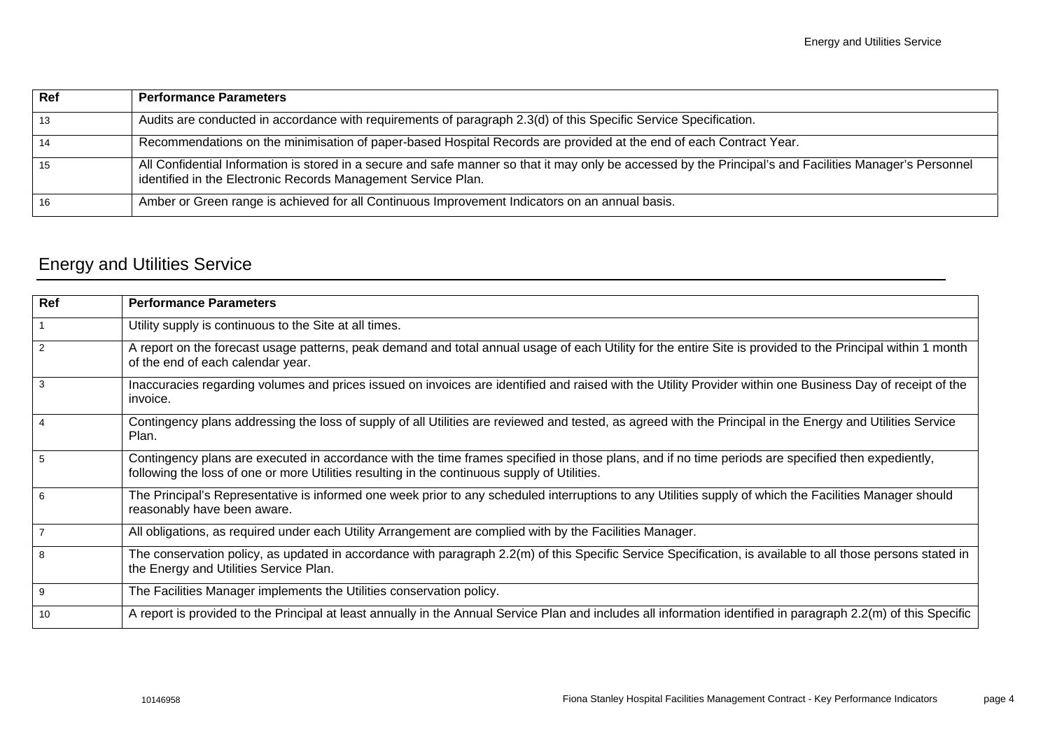| Ref | Performance Parameters |
| --- | --- |
| 13 | Audits are conducted in accordance with requirements of paragraph 2.3(d) of this Specific Service Specification. |
| 14 | Recommendations on the minimisation of paper-based Hospital Records are provided at the end of each Contract Year. |
| 15 | All Confidential Information is stored in a secure and safe manner so that it may only be accessed by the Principal's and Facilities Manager's Personnel identified in the Electronic Records Management Service Plan. |
| 16 | Amber or Green range is achieved for all Continuous Improvement Indicators on an annual basis. |

## Energy and Utilities Service

| Ref | Performance Parameters |
| --- | --- |
| 1 | Utility supply is continuous to the Site at all times. |
| 2 | A report on the forecast usage patterns, peak demand and total annual usage of each Utility for the entire Site is provided to the Principal within 1 month of the end of each calendar year. |
| 3 | Inaccuracies regarding volumes and prices issued on invoices are identified and raised with the Utility Provider within one Business Day of receipt of the invoice. |
| 4 | Contingency plans addressing the loss of supply of all Utilities are reviewed and tested, as agreed with the Principal in the Energy and Utilities Service Plan. |
| 5 | Contingency plans are executed in accordance with the time frames specified in those plans, and if no time periods are specified then expediently, following the loss of one or more Utilities resulting in the continuous supply of Utilities. |
| 6 | The Principal's Representative is informed one week prior to any scheduled interruptions to any Utilities supply of which the Facilities Manager should reasonably have been aware. |
| 7 | All obligations, as required under each Utility Arrangement are complied with by the Facilities Manager. |
| 8 | The conservation policy, as updated in accordance with paragraph 2.2(m) of this Specific Service Specification, is available to all those persons stated in the Energy and Utilities Service Plan. |
| 9 | The Facilities Manager implements the Utilities conservation policy. |
| 10 | A report is provided to the Principal at least annually in the Annual Service Plan and includes all information identified in paragraph 2.2(m) of this Specific |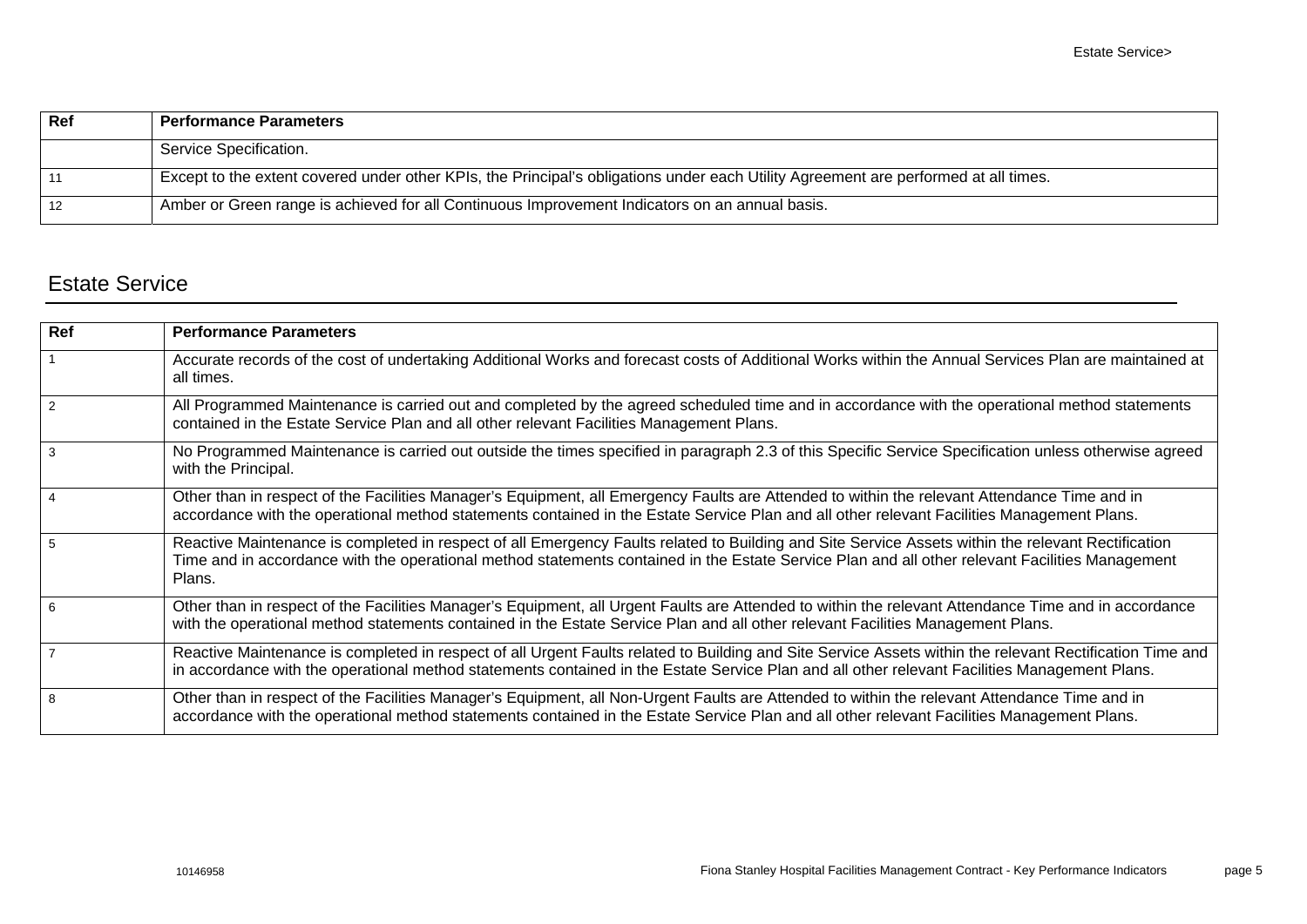| Ref | Performance Parameters |
|---|---|
| | Service Specification. |
| 11 | Except to the extent covered under other KPIs, the Principal's obligations under each Utility Agreement are performed at all times. |
| 12 | Amber or Green range is achieved for all Continuous Improvement Indicators on an annual basis. |

## Estate Service

| Ref | Performance Parameters |
|---|---|
| 1 | Accurate records of the cost of undertaking Additional Works and forecast costs of Additional Works within the Annual Services Plan are maintained at all times. |
| 2 | All Programmed Maintenance is carried out and completed by the agreed scheduled time and in accordance with the operational method statements contained in the Estate Service Plan and all other relevant Facilities Management Plans. |
| 3 | No Programmed Maintenance is carried out outside the times specified in paragraph 2.3 of this Specific Service Specification unless otherwise agreed with the Principal. |
| 4 | Other than in respect of the Facilities Manager's Equipment, all Emergency Faults are Attended to within the relevant Attendance Time and in accordance with the operational method statements contained in the Estate Service Plan and all other relevant Facilities Management Plans. |
| 5 | Reactive Maintenance is completed in respect of all Emergency Faults related to Building and Site Service Assets within the relevant Rectification Time and in accordance with the operational method statements contained in the Estate Service Plan and all other relevant Facilities Management Plans. |
| 6 | Other than in respect of the Facilities Manager's Equipment, all Urgent Faults are Attended to within the relevant Attendance Time and in accordance with the operational method statements contained in the Estate Service Plan and all other relevant Facilities Management Plans. |
| 7 | Reactive Maintenance is completed in respect of all Urgent Faults related to Building and Site Service Assets within the relevant Rectification Time and in accordance with the operational method statements contained in the Estate Service Plan and all other relevant Facilities Management Plans. |
| 8 | Other than in respect of the Facilities Manager's Equipment, all Non-Urgent Faults are Attended to within the relevant Attendance Time and in accordance with the operational method statements contained in the Estate Service Plan and all other relevant Facilities Management Plans. |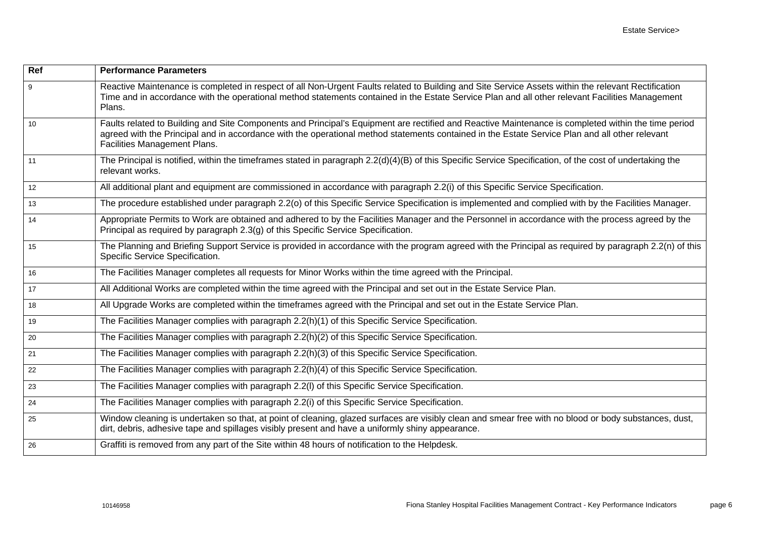| Ref | Performance Parameters |
|---|---|
| 9 | Reactive Maintenance is completed in respect of all Non-Urgent Faults related to Building and Site Service Assets within the relevant Rectification Time and in accordance with the operational method statements contained in the Estate Service Plan and all other relevant Facilities Management Plans. |
| 10 | Faults related to Building and Site Components and Principal's Equipment are rectified and Reactive Maintenance is completed within the time period agreed with the Principal and in accordance with the operational method statements contained in the Estate Service Plan and all other relevant Facilities Management Plans. |
| 11 | The Principal is notified, within the timeframes stated in paragraph 2.2(d)(4)(B) of this Specific Service Specification, of the cost of undertaking the relevant works. |
| 12 | All additional plant and equipment are commissioned in accordance with paragraph 2.2(i) of this Specific Service Specification. |
| 13 | The procedure established under paragraph 2.2(o) of this Specific Service Specification is implemented and complied with by the Facilities Manager. |
| 14 | Appropriate Permits to Work are obtained and adhered to by the Facilities Manager and the Personnel in accordance with the process agreed by the Principal as required by paragraph 2.3(g) of this Specific Service Specification. |
| 15 | The Planning and Briefing Support Service is provided in accordance with the program agreed with the Principal as required by paragraph 2.2(n) of this Specific Service Specification. |
| 16 | The Facilities Manager completes all requests for Minor Works within the time agreed with the Principal. |
| 17 | All Additional Works are completed within the time agreed with the Principal and set out in the Estate Service Plan. |
| 18 | All Upgrade Works are completed within the timeframes agreed with the Principal and set out in the Estate Service Plan. |
| 19 | The Facilities Manager complies with paragraph 2.2(h)(1) of this Specific Service Specification. |
| 20 | The Facilities Manager complies with paragraph 2.2(h)(2) of this Specific Service Specification. |
| 21 | The Facilities Manager complies with paragraph 2.2(h)(3) of this Specific Service Specification. |
| 22 | The Facilities Manager complies with paragraph 2.2(h)(4) of this Specific Service Specification. |
| 23 | The Facilities Manager complies with paragraph 2.2(l) of this Specific Service Specification. |
| 24 | The Facilities Manager complies with paragraph 2.2(i) of this Specific Service Specification. |
| 25 | Window cleaning is undertaken so that, at point of cleaning, glazed surfaces are visibly clean and smear free with no blood or body substances, dust, dirt, debris, adhesive tape and spillages visibly present and have a uniformly shiny appearance. |
| 26 | Graffiti is removed from any part of the Site within 48 hours of notification to the Helpdesk. |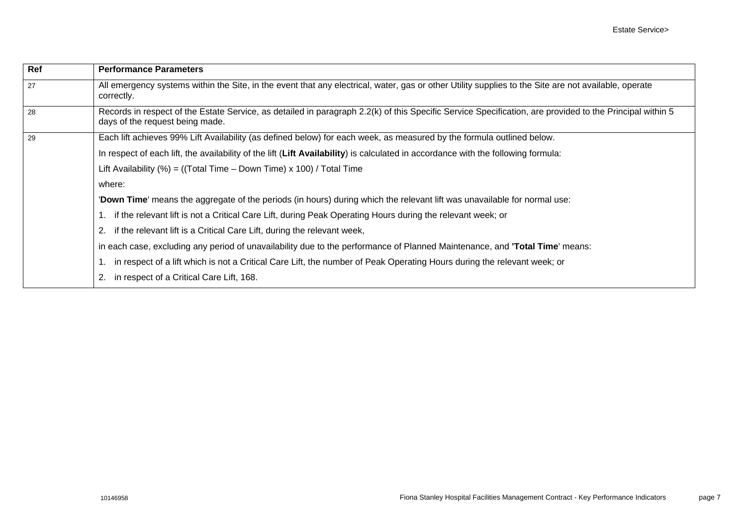| Ref | Performance Parameters |
|---|---|
| 27 | All emergency systems within the Site, in the event that any electrical, water, gas or other Utility supplies to the Site are not available, operate correctly. |
| 28 | Records in respect of the Estate Service, as detailed in paragraph 2.2(k) of this Specific Service Specification, are provided to the Principal within 5 days of the request being made. |
| 29 | Each lift achieves 99% Lift Availability (as defined below) for each week, as measured by the formula outlined below.<br><br>In respect of each lift, the availability of the lift (**Lift Availability**) is calculated in accordance with the following formula:<br><br>Lift Availability (%) = ((Total Time – Down Time) x 100) / Total Time<br><br>where:<br><br>'**Down Time**' means the aggregate of the periods (in hours) during which the relevant lift was unavailable for normal use:<br><br>1. if the relevant lift is not a Critical Care Lift, during Peak Operating Hours during the relevant week; or<br><br>2. if the relevant lift is a Critical Care Lift, during the relevant week,<br><br>in each case, excluding any period of unavailability due to the performance of Planned Maintenance, and **'Total Time**' means:<br><br>1. in respect of a lift which is not a Critical Care Lift, the number of Peak Operating Hours during the relevant week; or<br><br>2. in respect of a Critical Care Lift, 168. |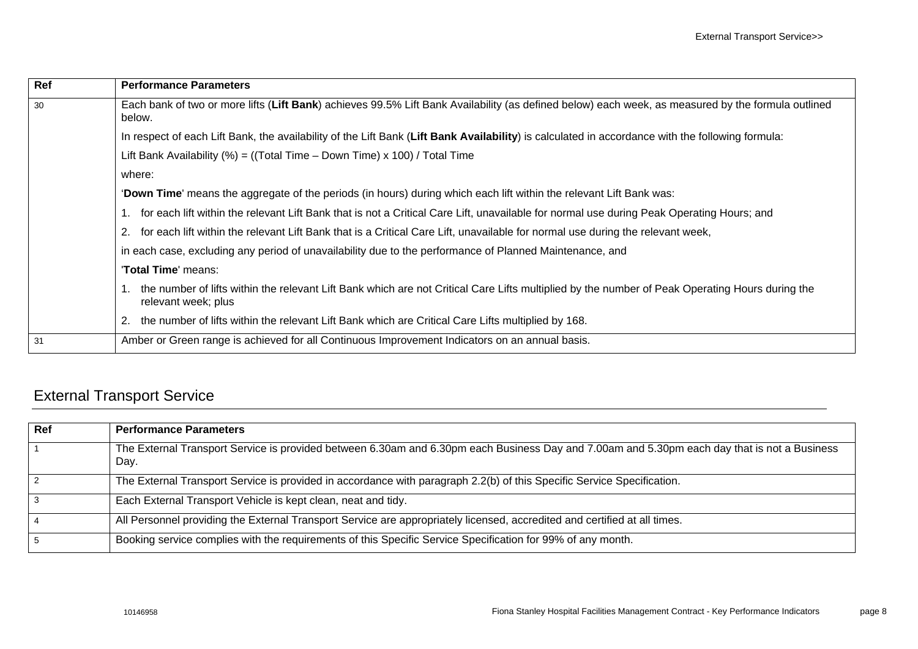| Ref | Performance Parameters |
|---|---|
| 30 | Each bank of two or more lifts (**Lift Bank**) achieves 99.5% Lift Bank Availability (as defined below) each week, as measured by the formula outlined below.<br><br>In respect of each Lift Bank, the availability of the Lift Bank (**Lift Bank Availability**) is calculated in accordance with the following formula:<br><br>Lift Bank Availability (%) = ((Total Time – Down Time) x 100) / Total Time<br><br>where:<br><br>'**Down Time**' means the aggregate of the periods (in hours) during which each lift within the relevant Lift Bank was:<br><br>1. for each lift within the relevant Lift Bank that is not a Critical Care Lift, unavailable for normal use during Peak Operating Hours; and<br>2. for each lift within the relevant Lift Bank that is a Critical Care Lift, unavailable for normal use during the relevant week,<br><br>in each case, excluding any period of unavailability due to the performance of Planned Maintenance, and<br><br>'**Total Time**' means:<br><br>1. the number of lifts within the relevant Lift Bank which are not Critical Care Lifts multiplied by the number of Peak Operating Hours during the relevant week; plus<br>2. the number of lifts within the relevant Lift Bank which are Critical Care Lifts multiplied by 168. |
| 31 | Amber or Green range is achieved for all Continuous Improvement Indicators on an annual basis. |

## External Transport Service

| Ref | Performance Parameters |
|---|---|
| 1 | The External Transport Service is provided between 6.30am and 6.30pm each Business Day and 7.00am and 5.30pm each day that is not a Business Day. |
| 2 | The External Transport Service is provided in accordance with paragraph 2.2(b) of this Specific Service Specification. |
| 3 | Each External Transport Vehicle is kept clean, neat and tidy. |
| 4 | All Personnel providing the External Transport Service are appropriately licensed, accredited and certified at all times. |
| 5 | Booking service complies with the requirements of this Specific Service Specification for 99% of any month. |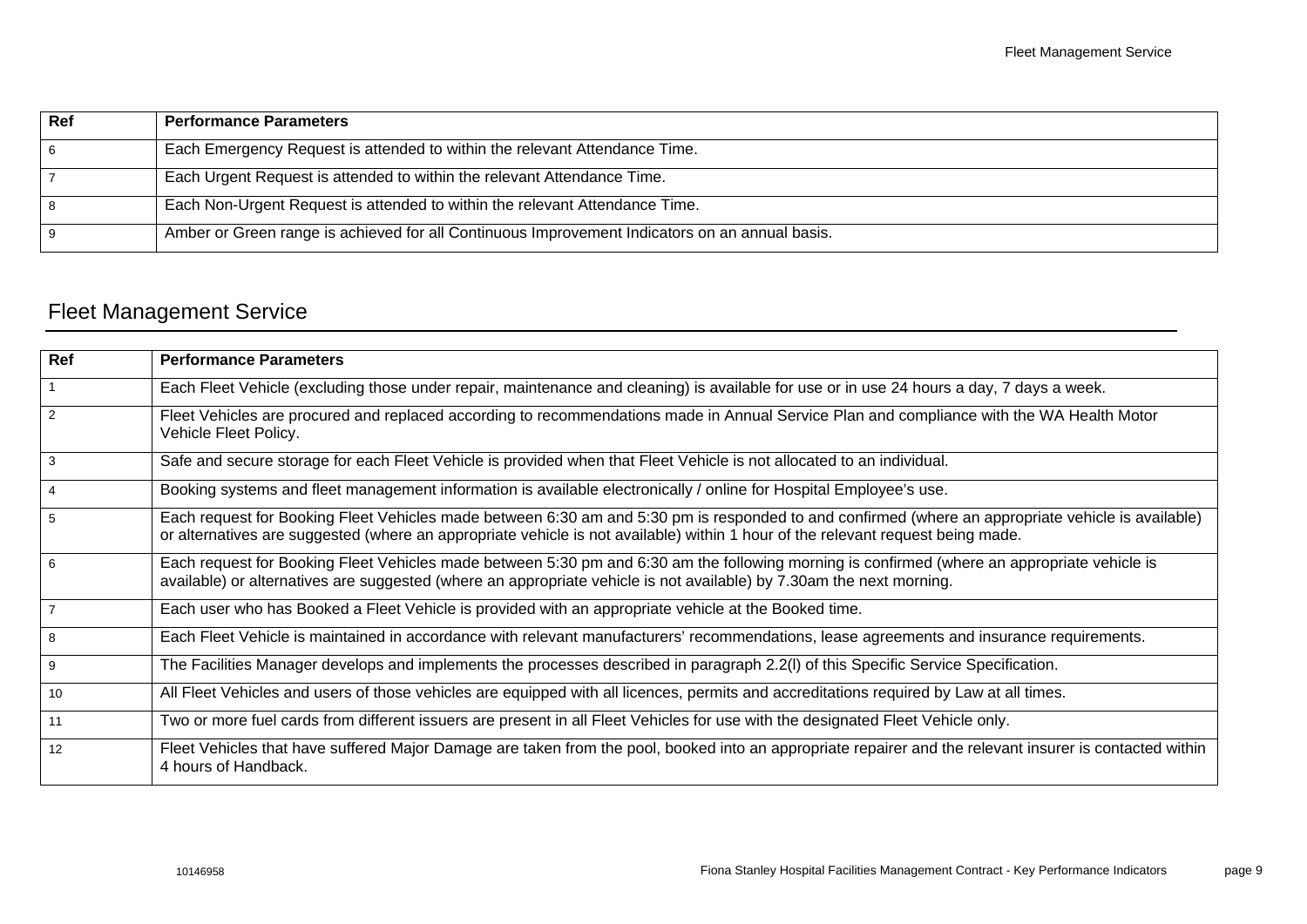| Ref | Performance Parameters |
| --- | --- |
| 6 | Each Emergency Request is attended to within the relevant Attendance Time. |
| 7 | Each Urgent Request is attended to within the relevant Attendance Time. |
| 8 | Each Non-Urgent Request is attended to within the relevant Attendance Time. |
| 9 | Amber or Green range is achieved for all Continuous Improvement Indicators on an annual basis. |

## Fleet Management Service

| Ref | Performance Parameters |
| --- | --- |
| 1 | Each Fleet Vehicle (excluding those under repair, maintenance and cleaning) is available for use or in use 24 hours a day, 7 days a week. |
| 2 | Fleet Vehicles are procured and replaced according to recommendations made in Annual Service Plan and compliance with the WA Health Motor Vehicle Fleet Policy. |
| 3 | Safe and secure storage for each Fleet Vehicle is provided when that Fleet Vehicle is not allocated to an individual. |
| 4 | Booking systems and fleet management information is available electronically / online for Hospital Employee's use. |
| 5 | Each request for Booking Fleet Vehicles made between 6:30 am and 5:30 pm is responded to and confirmed (where an appropriate vehicle is available) or alternatives are suggested (where an appropriate vehicle is not available) within 1 hour of the relevant request being made. |
| 6 | Each request for Booking Fleet Vehicles made between 5:30 pm and 6:30 am the following morning is confirmed (where an appropriate vehicle is available) or alternatives are suggested (where an appropriate vehicle is not available) by 7.30am the next morning. |
| 7 | Each user who has Booked a Fleet Vehicle is provided with an appropriate vehicle at the Booked time. |
| 8 | Each Fleet Vehicle is maintained in accordance with relevant manufacturers' recommendations, lease agreements and insurance requirements. |
| 9 | The Facilities Manager develops and implements the processes described in paragraph 2.2(l) of this Specific Service Specification. |
| 10 | All Fleet Vehicles and users of those vehicles are equipped with all licences, permits and accreditations required by Law at all times. |
| 11 | Two or more fuel cards from different issuers are present in all Fleet Vehicles for use with the designated Fleet Vehicle only. |
| 12 | Fleet Vehicles that have suffered Major Damage are taken from the pool, booked into an appropriate repairer and the relevant insurer is contacted within 4 hours of Handback. |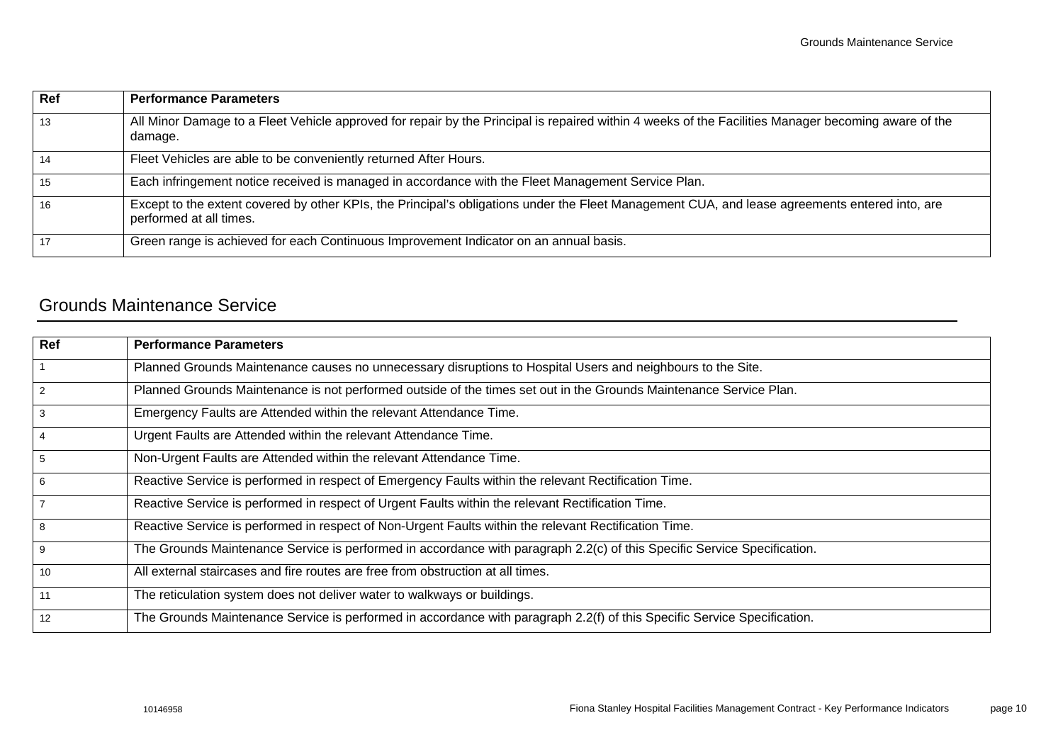| Ref | Performance Parameters |
|---|---|
| 13 | All Minor Damage to a Fleet Vehicle approved for repair by the Principal is repaired within 4 weeks of the Facilities Manager becoming aware of the damage. |
| 14 | Fleet Vehicles are able to be conveniently returned After Hours. |
| 15 | Each infringement notice received is managed in accordance with the Fleet Management Service Plan. |
| 16 | Except to the extent covered by other KPIs, the Principal's obligations under the Fleet Management CUA, and lease agreements entered into, are performed at all times. |
| 17 | Green range is achieved for each Continuous Improvement Indicator on an annual basis. |

## Grounds Maintenance Service

| Ref | Performance Parameters |
|---|---|
| 1 | Planned Grounds Maintenance causes no unnecessary disruptions to Hospital Users and neighbours to the Site. |
| 2 | Planned Grounds Maintenance is not performed outside of the times set out in the Grounds Maintenance Service Plan. |
| 3 | Emergency Faults are Attended within the relevant Attendance Time. |
| 4 | Urgent Faults are Attended within the relevant Attendance Time. |
| 5 | Non-Urgent Faults are Attended within the relevant Attendance Time. |
| 6 | Reactive Service is performed in respect of Emergency Faults within the relevant Rectification Time. |
| 7 | Reactive Service is performed in respect of Urgent Faults within the relevant Rectification Time. |
| 8 | Reactive Service is performed in respect of Non-Urgent Faults within the relevant Rectification Time. |
| 9 | The Grounds Maintenance Service is performed in accordance with paragraph 2.2(c) of this Specific Service Specification. |
| 10 | All external staircases and fire routes are free from obstruction at all times. |
| 11 | The reticulation system does not deliver water to walkways or buildings. |
| 12 | The Grounds Maintenance Service is performed in accordance with paragraph 2.2(f) of this Specific Service Specification. |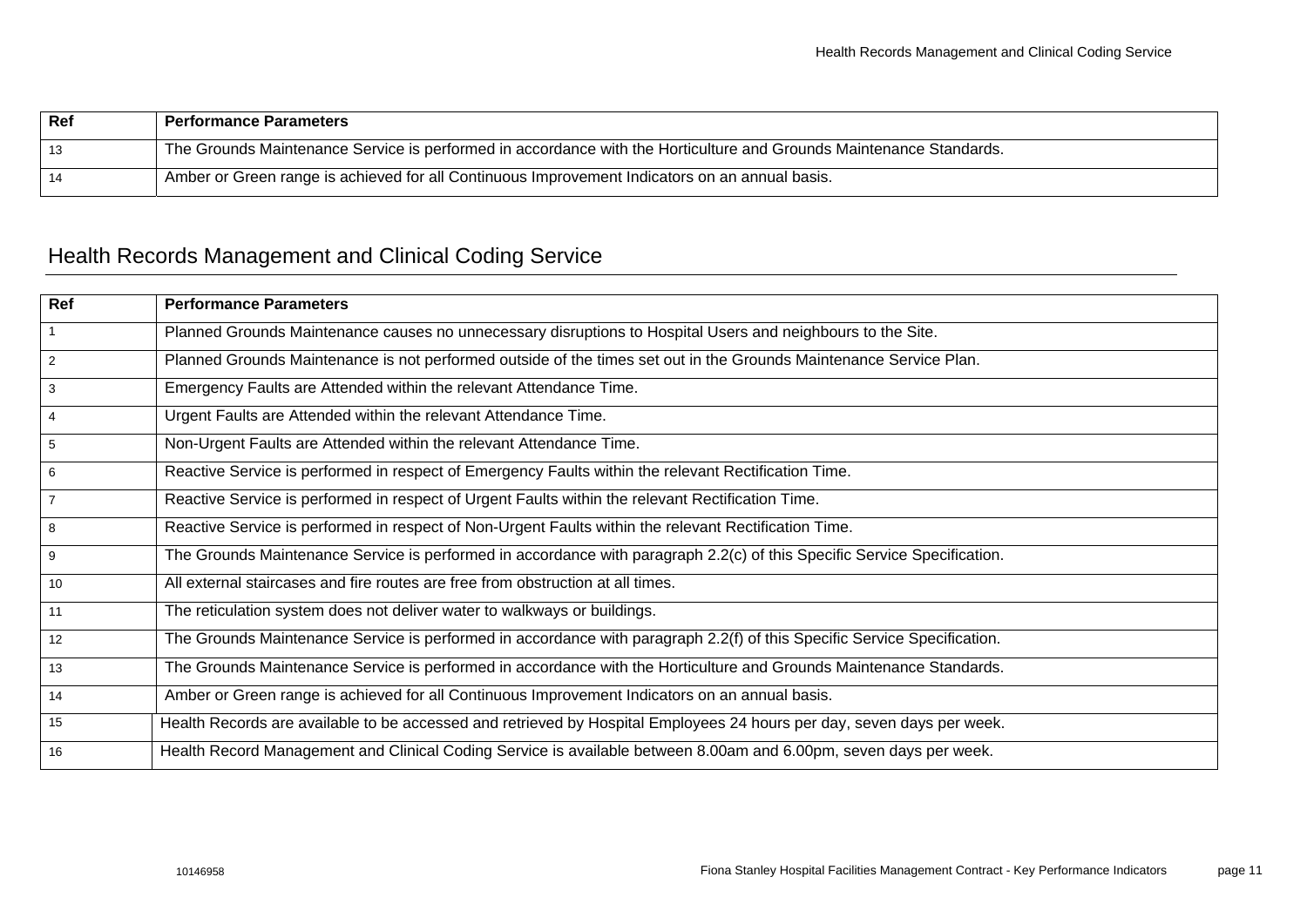| Ref | Performance Parameters |
|---|---|
| 13 | The Grounds Maintenance Service is performed in accordance with the Horticulture and Grounds Maintenance Standards. |
| 14 | Amber or Green range is achieved for all Continuous Improvement Indicators on an annual basis. |

## Health Records Management and Clinical Coding Service

| Ref | Performance Parameters |
|---|---|
| 1 | Planned Grounds Maintenance causes no unnecessary disruptions to Hospital Users and neighbours to the Site. |
| 2 | Planned Grounds Maintenance is not performed outside of the times set out in the Grounds Maintenance Service Plan. |
| 3 | Emergency Faults are Attended within the relevant Attendance Time. |
| 4 | Urgent Faults are Attended within the relevant Attendance Time. |
| 5 | Non-Urgent Faults are Attended within the relevant Attendance Time. |
| 6 | Reactive Service is performed in respect of Emergency Faults within the relevant Rectification Time. |
| 7 | Reactive Service is performed in respect of Urgent Faults within the relevant Rectification Time. |
| 8 | Reactive Service is performed in respect of Non-Urgent Faults within the relevant Rectification Time. |
| 9 | The Grounds Maintenance Service is performed in accordance with paragraph 2.2(c) of this Specific Service Specification. |
| 10 | All external staircases and fire routes are free from obstruction at all times. |
| 11 | The reticulation system does not deliver water to walkways or buildings. |
| 12 | The Grounds Maintenance Service is performed in accordance with paragraph 2.2(f) of this Specific Service Specification. |
| 13 | The Grounds Maintenance Service is performed in accordance with the Horticulture and Grounds Maintenance Standards. |
| 14 | Amber or Green range is achieved for all Continuous Improvement Indicators on an annual basis. |
| 15 | Health Records are available to be accessed and retrieved by Hospital Employees 24 hours per day, seven days per week. |
| 16 | Health Record Management and Clinical Coding Service is available between 8.00am and 6.00pm, seven days per week. |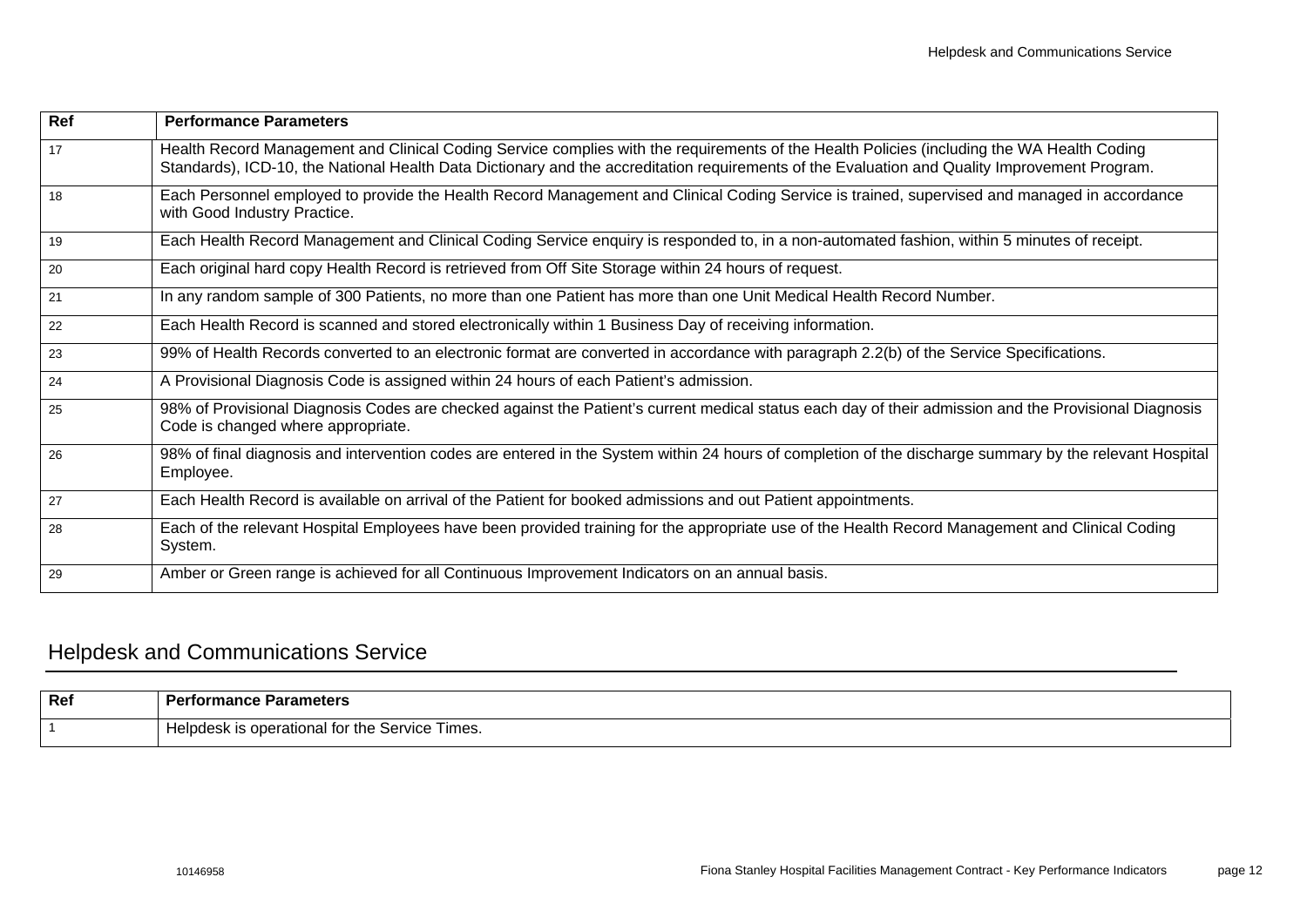| Ref | Performance Parameters |
| --- | --- |
| 17 | Health Record Management and Clinical Coding Service complies with the requirements of the Health Policies (including the WA Health Coding Standards), ICD-10, the National Health Data Dictionary and the accreditation requirements of the Evaluation and Quality Improvement Program. |
| 18 | Each Personnel employed to provide the Health Record Management and Clinical Coding Service is trained, supervised and managed in accordance with Good Industry Practice. |
| 19 | Each Health Record Management and Clinical Coding Service enquiry is responded to, in a non-automated fashion, within 5 minutes of receipt. |
| 20 | Each original hard copy Health Record is retrieved from Off Site Storage within 24 hours of request. |
| 21 | In any random sample of 300 Patients, no more than one Patient has more than one Unit Medical Health Record Number. |
| 22 | Each Health Record is scanned and stored electronically within 1 Business Day of receiving information. |
| 23 | 99% of Health Records converted to an electronic format are converted in accordance with paragraph 2.2(b) of the Service Specifications. |
| 24 | A Provisional Diagnosis Code is assigned within 24 hours of each Patient's admission. |
| 25 | 98% of Provisional Diagnosis Codes are checked against the Patient's current medical status each day of their admission and the Provisional Diagnosis Code is changed where appropriate. |
| 26 | 98% of final diagnosis and intervention codes are entered in the System within 24 hours of completion of the discharge summary by the relevant Hospital Employee. |
| 27 | Each Health Record is available on arrival of the Patient for booked admissions and out Patient appointments. |
| 28 | Each of the relevant Hospital Employees have been provided training for the appropriate use of the Health Record Management and Clinical Coding System. |
| 29 | Amber or Green range is achieved for all Continuous Improvement Indicators on an annual basis. |

## Helpdesk and Communications Service

| Ref | Performance Parameters |
| --- | --- |
| 1 | Helpdesk is operational for the Service Times. |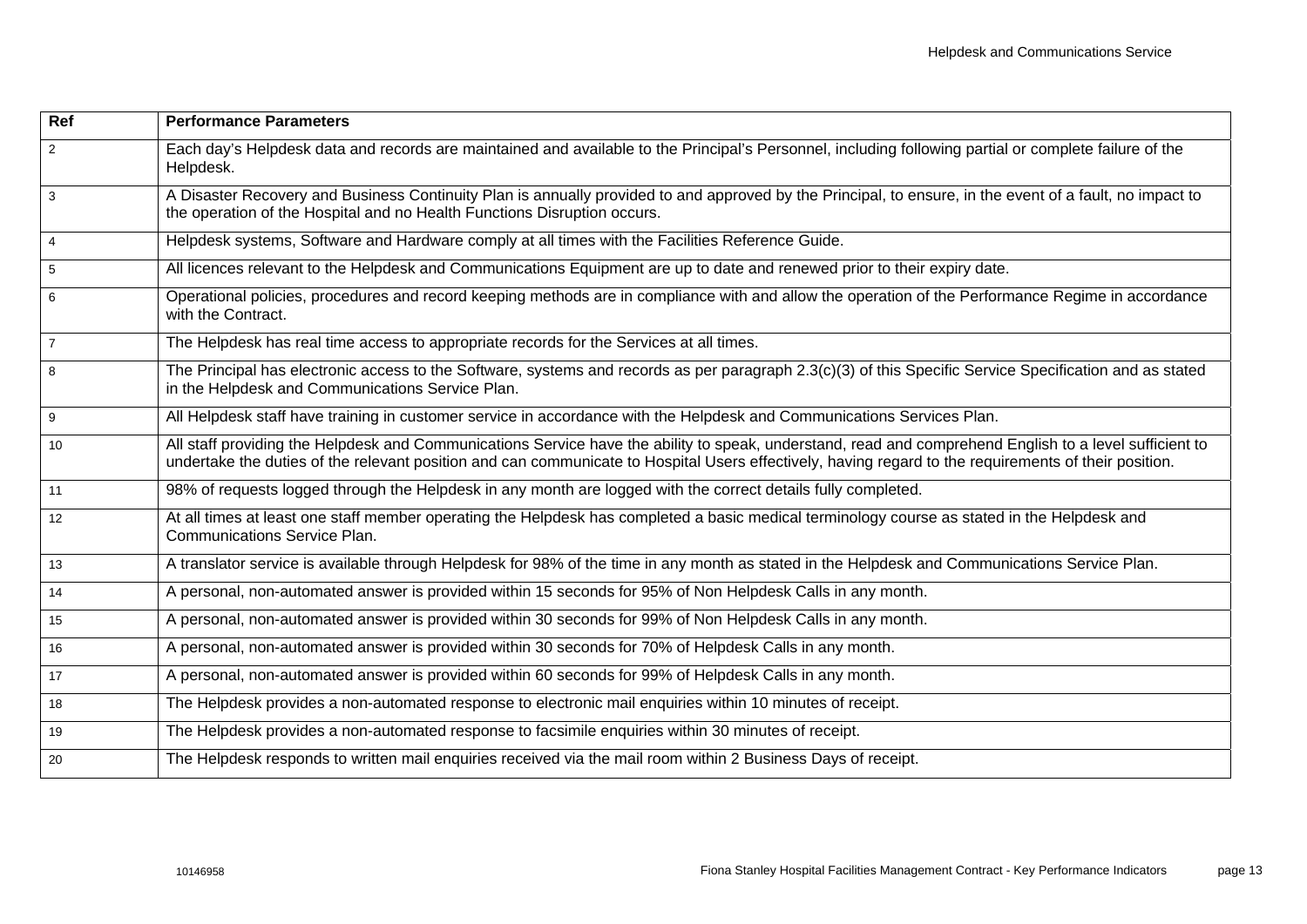| Ref | Performance Parameters |
|---|---|
| 2 | Each day's Helpdesk data and records are maintained and available to the Principal's Personnel, including following partial or complete failure of the Helpdesk. |
| 3 | A Disaster Recovery and Business Continuity Plan is annually provided to and approved by the Principal, to ensure, in the event of a fault, no impact to the operation of the Hospital and no Health Functions Disruption occurs. |
| 4 | Helpdesk systems, Software and Hardware comply at all times with the Facilities Reference Guide. |
| 5 | All licences relevant to the Helpdesk and Communications Equipment are up to date and renewed prior to their expiry date. |
| 6 | Operational policies, procedures and record keeping methods are in compliance with and allow the operation of the Performance Regime in accordance with the Contract. |
| 7 | The Helpdesk has real time access to appropriate records for the Services at all times. |
| 8 | The Principal has electronic access to the Software, systems and records as per paragraph 2.3(c)(3) of this Specific Service Specification and as stated in the Helpdesk and Communications Service Plan. |
| 9 | All Helpdesk staff have training in customer service in accordance with the Helpdesk and Communications Services Plan. |
| 10 | All staff providing the Helpdesk and Communications Service have the ability to speak, understand, read and comprehend English to a level sufficient to undertake the duties of the relevant position and can communicate to Hospital Users effectively, having regard to the requirements of their position. |
| 11 | 98% of requests logged through the Helpdesk in any month are logged with the correct details fully completed. |
| 12 | At all times at least one staff member operating the Helpdesk has completed a basic medical terminology course as stated in the Helpdesk and Communications Service Plan. |
| 13 | A translator service is available through Helpdesk for 98% of the time in any month as stated in the Helpdesk and Communications Service Plan. |
| 14 | A personal, non-automated answer is provided within 15 seconds for 95% of Non Helpdesk Calls in any month. |
| 15 | A personal, non-automated answer is provided within 30 seconds for 99% of Non Helpdesk Calls in any month. |
| 16 | A personal, non-automated answer is provided within 30 seconds for 70% of Helpdesk Calls in any month. |
| 17 | A personal, non-automated answer is provided within 60 seconds for 99% of Helpdesk Calls in any month. |
| 18 | The Helpdesk provides a non-automated response to electronic mail enquiries within 10 minutes of receipt. |
| 19 | The Helpdesk provides a non-automated response to facsimile enquiries within 30 minutes of receipt. |
| 20 | The Helpdesk responds to written mail enquiries received via the mail room within 2 Business Days of receipt. |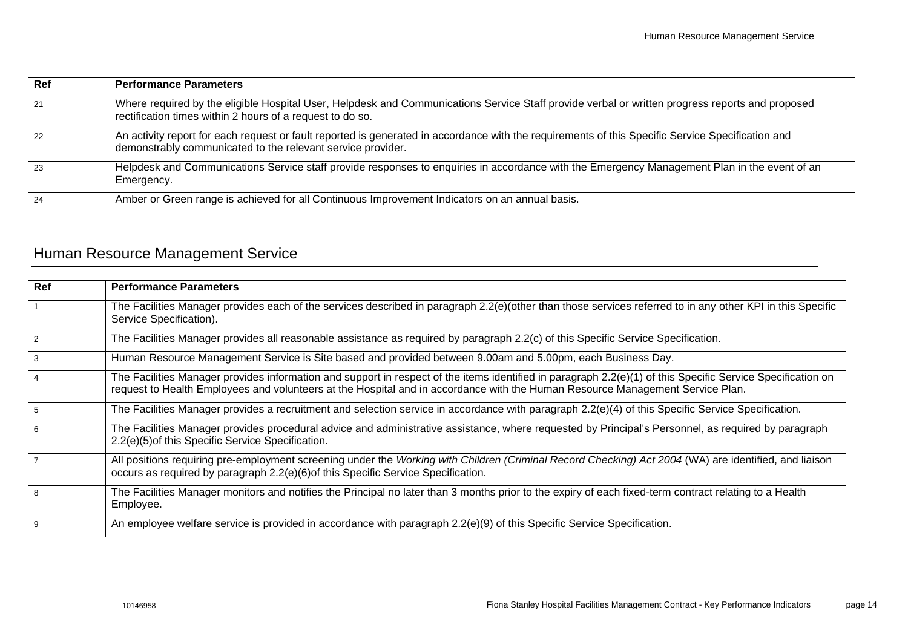| Ref | Performance Parameters |
| --- | --- |
| 21 | Where required by the eligible Hospital User, Helpdesk and Communications Service Staff provide verbal or written progress reports and proposed rectification times within 2 hours of a request to do so. |
| 22 | An activity report for each request or fault reported is generated in accordance with the requirements of this Specific Service Specification and demonstrably communicated to the relevant service provider. |
| 23 | Helpdesk and Communications Service staff provide responses to enquiries in accordance with the Emergency Management Plan in the event of an Emergency. |
| 24 | Amber or Green range is achieved for all Continuous Improvement Indicators on an annual basis. |

## Human Resource Management Service

| Ref | Performance Parameters |
| --- | --- |
| 1 | The Facilities Manager provides each of the services described in paragraph 2.2(e)(other than those services referred to in any other KPI in this Specific Service Specification). |
| 2 | The Facilities Manager provides all reasonable assistance as required by paragraph 2.2(c) of this Specific Service Specification. |
| 3 | Human Resource Management Service is Site based and provided between 9.00am and 5.00pm, each Business Day. |
| 4 | The Facilities Manager provides information and support in respect of the items identified in paragraph 2.2(e)(1) of this Specific Service Specification on request to Health Employees and volunteers at the Hospital and in accordance with the Human Resource Management Service Plan. |
| 5 | The Facilities Manager provides a recruitment and selection service in accordance with paragraph 2.2(e)(4) of this Specific Service Specification. |
| 6 | The Facilities Manager provides procedural advice and administrative assistance, where requested by Principal's Personnel, as required by paragraph 2.2(e)(5)of this Specific Service Specification. |
| 7 | All positions requiring pre-employment screening under the *Working with Children (Criminal Record Checking) Act 2004* (WA) are identified, and liaison occurs as required by paragraph 2.2(e)(6)of this Specific Service Specification. |
| 8 | The Facilities Manager monitors and notifies the Principal no later than 3 months prior to the expiry of each fixed-term contract relating to a Health Employee. |
| 9 | An employee welfare service is provided in accordance with paragraph 2.2(e)(9) of this Specific Service Specification. |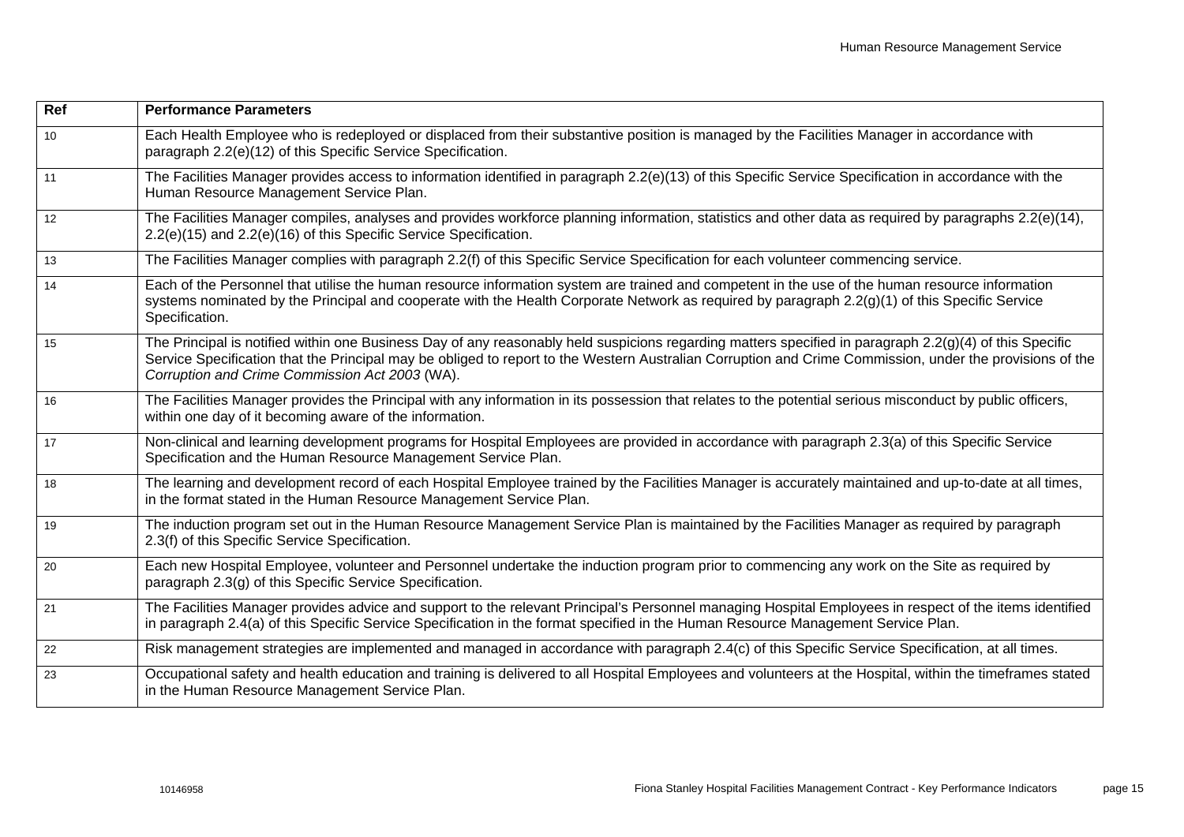| Ref | Performance Parameters |
| --- | --- |
| 10 | Each Health Employee who is redeployed or displaced from their substantive position is managed by the Facilities Manager in accordance with paragraph 2.2(e)(12) of this Specific Service Specification. |
| 11 | The Facilities Manager provides access to information identified in paragraph 2.2(e)(13) of this Specific Service Specification in accordance with the Human Resource Management Service Plan. |
| 12 | The Facilities Manager compiles, analyses and provides workforce planning information, statistics and other data as required by paragraphs 2.2(e)(14), 2.2(e)(15) and 2.2(e)(16) of this Specific Service Specification. |
| 13 | The Facilities Manager complies with paragraph 2.2(f) of this Specific Service Specification for each volunteer commencing service. |
| 14 | Each of the Personnel that utilise the human resource information system are trained and competent in the use of the human resource information systems nominated by the Principal and cooperate with the Health Corporate Network as required by paragraph 2.2(g)(1) of this Specific Service Specification. |
| 15 | The Principal is notified within one Business Day of any reasonably held suspicions regarding matters specified in paragraph 2.2(g)(4) of this Specific Service Specification that the Principal may be obliged to report to the Western Australian Corruption and Crime Commission, under the provisions of the *Corruption and Crime Commission Act 2003* (WA). |
| 16 | The Facilities Manager provides the Principal with any information in its possession that relates to the potential serious misconduct by public officers, within one day of it becoming aware of the information. |
| 17 | Non-clinical and learning development programs for Hospital Employees are provided in accordance with paragraph 2.3(a) of this Specific Service Specification and the Human Resource Management Service Plan. |
| 18 | The learning and development record of each Hospital Employee trained by the Facilities Manager is accurately maintained and up-to-date at all times, in the format stated in the Human Resource Management Service Plan. |
| 19 | The induction program set out in the Human Resource Management Service Plan is maintained by the Facilities Manager as required by paragraph 2.3(f) of this Specific Service Specification. |
| 20 | Each new Hospital Employee, volunteer and Personnel undertake the induction program prior to commencing any work on the Site as required by paragraph 2.3(g) of this Specific Service Specification. |
| 21 | The Facilities Manager provides advice and support to the relevant Principal's Personnel managing Hospital Employees in respect of the items identified in paragraph 2.4(a) of this Specific Service Specification in the format specified in the Human Resource Management Service Plan. |
| 22 | Risk management strategies are implemented and managed in accordance with paragraph 2.4(c) of this Specific Service Specification, at all times. |
| 23 | Occupational safety and health education and training is delivered to all Hospital Employees and volunteers at the Hospital, within the timeframes stated in the Human Resource Management Service Plan. |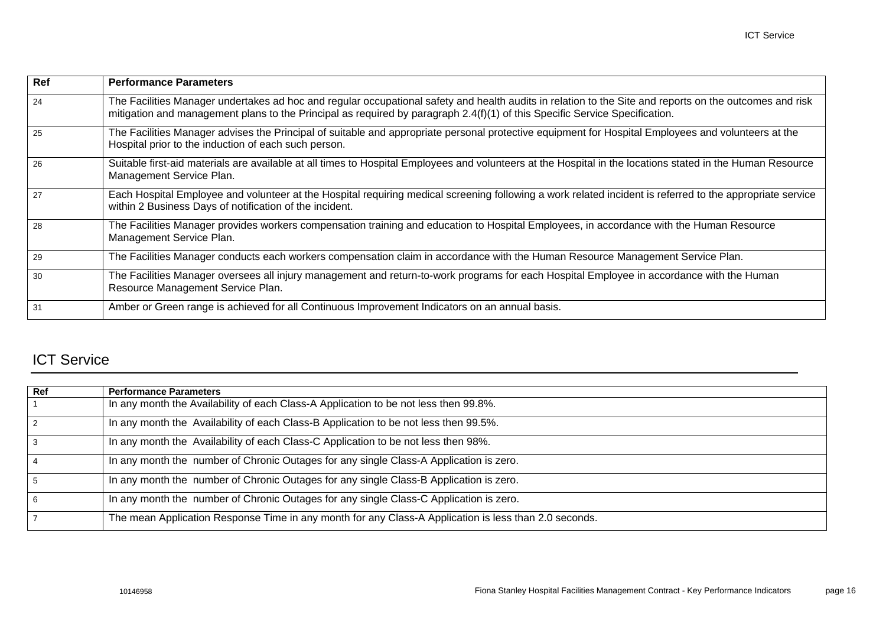| Ref | Performance Parameters |
|---|---|
| 24 | The Facilities Manager undertakes ad hoc and regular occupational safety and health audits in relation to the Site and reports on the outcomes and risk mitigation and management plans to the Principal as required by paragraph 2.4(f)(1) of this Specific Service Specification. |
| 25 | The Facilities Manager advises the Principal of suitable and appropriate personal protective equipment for Hospital Employees and volunteers at the Hospital prior to the induction of each such person. |
| 26 | Suitable first-aid materials are available at all times to Hospital Employees and volunteers at the Hospital in the locations stated in the Human Resource Management Service Plan. |
| 27 | Each Hospital Employee and volunteer at the Hospital requiring medical screening following a work related incident is referred to the appropriate service within 2 Business Days of notification of the incident. |
| 28 | The Facilities Manager provides workers compensation training and education to Hospital Employees, in accordance with the Human Resource Management Service Plan. |
| 29 | The Facilities Manager conducts each workers compensation claim in accordance with the Human Resource Management Service Plan. |
| 30 | The Facilities Manager oversees all injury management and return-to-work programs for each Hospital Employee in accordance with the Human Resource Management Service Plan. |
| 31 | Amber or Green range is achieved for all Continuous Improvement Indicators on an annual basis. |

## ICT Service

| Ref | Performance Parameters |
|---|---|
| 1 | In any month the Availability of each Class-A Application to be not less then 99.8%. |
| 2 | In any month the Availability of each Class-B Application to be not less then 99.5%. |
| 3 | In any month the Availability of each Class-C Application to be not less then 98%. |
| 4 | In any month the number of Chronic Outages for any single Class-A Application is zero. |
| 5 | In any month the number of Chronic Outages for any single Class-B Application is zero. |
| 6 | In any month the number of Chronic Outages for any single Class-C Application is zero. |
| 7 | The mean Application Response Time in any month for any Class-A Application is less than 2.0 seconds. |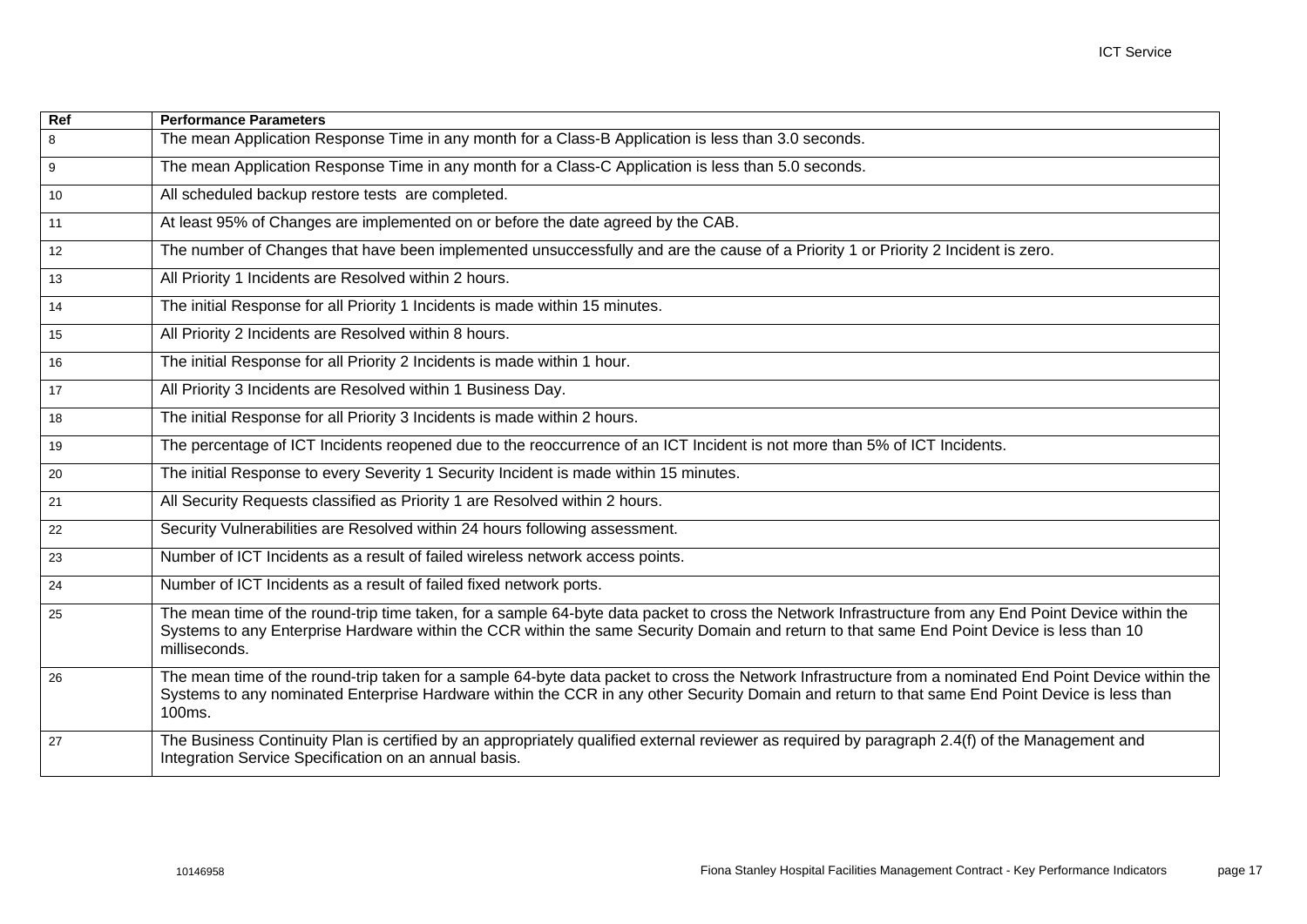| Ref | Performance Parameters |
|---|---|
| 8 | The mean Application Response Time in any month for a Class-B Application is less than 3.0 seconds. |
| 9 | The mean Application Response Time in any month for a Class-C Application is less than 5.0 seconds. |
| 10 | All scheduled backup restore tests  are completed. |
| 11 | At least 95% of Changes are implemented on or before the date agreed by the CAB. |
| 12 | The number of Changes that have been implemented unsuccessfully and are the cause of a Priority 1 or Priority 2 Incident is zero. |
| 13 | All Priority 1 Incidents are Resolved within 2 hours. |
| 14 | The initial Response for all Priority 1 Incidents is made within 15 minutes. |
| 15 | All Priority 2 Incidents are Resolved within 8 hours. |
| 16 | The initial Response for all Priority 2 Incidents is made within 1 hour. |
| 17 | All Priority 3 Incidents are Resolved within 1 Business Day. |
| 18 | The initial Response for all Priority 3 Incidents is made within 2 hours. |
| 19 | The percentage of ICT Incidents reopened due to the reoccurrence of an ICT Incident is not more than 5% of ICT Incidents. |
| 20 | The initial Response to every Severity 1 Security Incident is made within 15 minutes. |
| 21 | All Security Requests classified as Priority 1 are Resolved within 2 hours. |
| 22 | Security Vulnerabilities are Resolved within 24 hours following assessment. |
| 23 | Number of ICT Incidents as a result of failed wireless network access points. |
| 24 | Number of ICT Incidents as a result of failed fixed network ports. |
| 25 | The mean time of the round-trip time taken, for a sample 64-byte data packet to cross the Network Infrastructure from any End Point Device within the Systems to any Enterprise Hardware within the CCR within the same Security Domain and return to that same End Point Device is less than 10 milliseconds. |
| 26 | The mean time of the round-trip taken for a sample 64-byte data packet to cross the Network Infrastructure from a nominated End Point Device within the Systems to any nominated Enterprise Hardware within the CCR in any other Security Domain and return to that same End Point Device is less than 100ms. |
| 27 | The Business Continuity Plan is certified by an appropriately qualified external reviewer as required by paragraph 2.4(f) of the Management and Integration Service Specification on an annual basis. |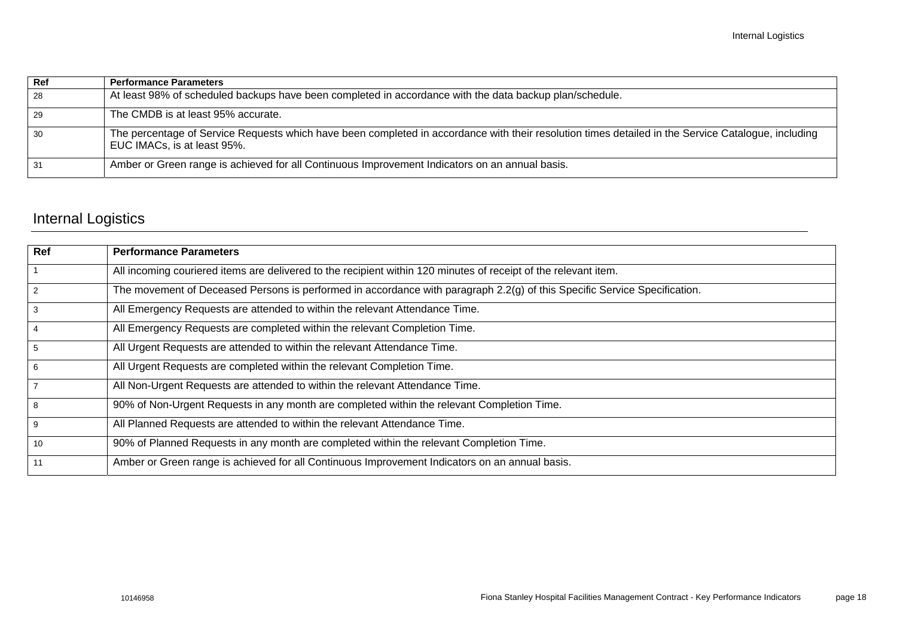| Ref | Performance Parameters |
| --- | --- |
| 28 | At least 98% of scheduled backups have been completed in accordance with the data backup plan/schedule. |
| 29 | The CMDB is at least 95% accurate. |
| 30 | The percentage of Service Requests which have been completed in accordance with their resolution times detailed in the Service Catalogue, including EUC IMACs, is at least 95%. |
| 31 | Amber or Green range is achieved for all Continuous Improvement Indicators on an annual basis. |

## Internal Logistics

| Ref | Performance Parameters |
| --- | --- |
| 1 | All incoming couriered items are delivered to the recipient within 120 minutes of receipt of the relevant item. |
| 2 | The movement of Deceased Persons is performed in accordance with paragraph 2.2(g) of this Specific Service Specification. |
| 3 | All Emergency Requests are attended to within the relevant Attendance Time. |
| 4 | All Emergency Requests are completed within the relevant Completion Time. |
| 5 | All Urgent Requests are attended to within the relevant Attendance Time. |
| 6 | All Urgent Requests are completed within the relevant Completion Time. |
| 7 | All Non-Urgent Requests are attended to within the relevant Attendance Time. |
| 8 | 90% of Non-Urgent Requests in any month are completed within the relevant Completion Time. |
| 9 | All Planned Requests are attended to within the relevant Attendance Time. |
| 10 | 90% of Planned Requests in any month are completed within the relevant Completion Time. |
| 11 | Amber or Green range is achieved for all Continuous Improvement Indicators on an annual basis. |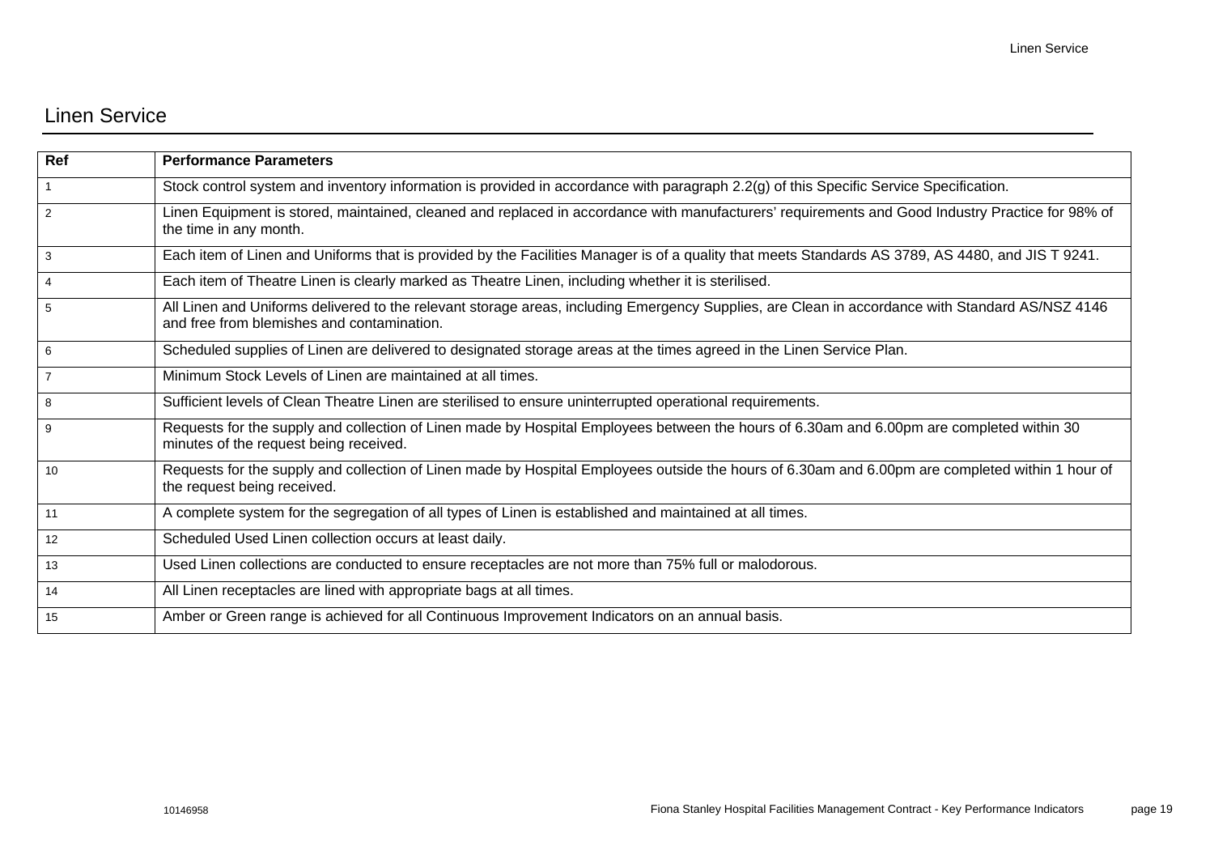## Linen Service

| Ref | Performance Parameters |
|---|---|
| 1 | Stock control system and inventory information is provided in accordance with paragraph 2.2(g) of this Specific Service Specification. |
| 2 | Linen Equipment is stored, maintained, cleaned and replaced in accordance with manufacturers' requirements and Good Industry Practice for 98% of the time in any month. |
| 3 | Each item of Linen and Uniforms that is provided by the Facilities Manager is of a quality that meets Standards AS 3789, AS 4480, and JIS T 9241. |
| 4 | Each item of Theatre Linen is clearly marked as Theatre Linen, including whether it is sterilised. |
| 5 | All Linen and Uniforms delivered to the relevant storage areas, including Emergency Supplies, are Clean in accordance with Standard AS/NSZ 4146 and free from blemishes and contamination. |
| 6 | Scheduled supplies of Linen are delivered to designated storage areas at the times agreed in the Linen Service Plan. |
| 7 | Minimum Stock Levels of Linen are maintained at all times. |
| 8 | Sufficient levels of Clean Theatre Linen are sterilised to ensure uninterrupted operational requirements. |
| 9 | Requests for the supply and collection of Linen made by Hospital Employees between the hours of 6.30am and 6.00pm are completed within 30 minutes of the request being received. |
| 10 | Requests for the supply and collection of Linen made by Hospital Employees outside the hours of 6.30am and 6.00pm are completed within 1 hour of the request being received. |
| 11 | A complete system for the segregation of all types of Linen is established and maintained at all times. |
| 12 | Scheduled Used Linen collection occurs at least daily. |
| 13 | Used Linen collections are conducted to ensure receptacles are not more than 75% full or malodorous. |
| 14 | All Linen receptacles are lined with appropriate bags at all times. |
| 15 | Amber or Green range is achieved for all Continuous Improvement Indicators on an annual basis. |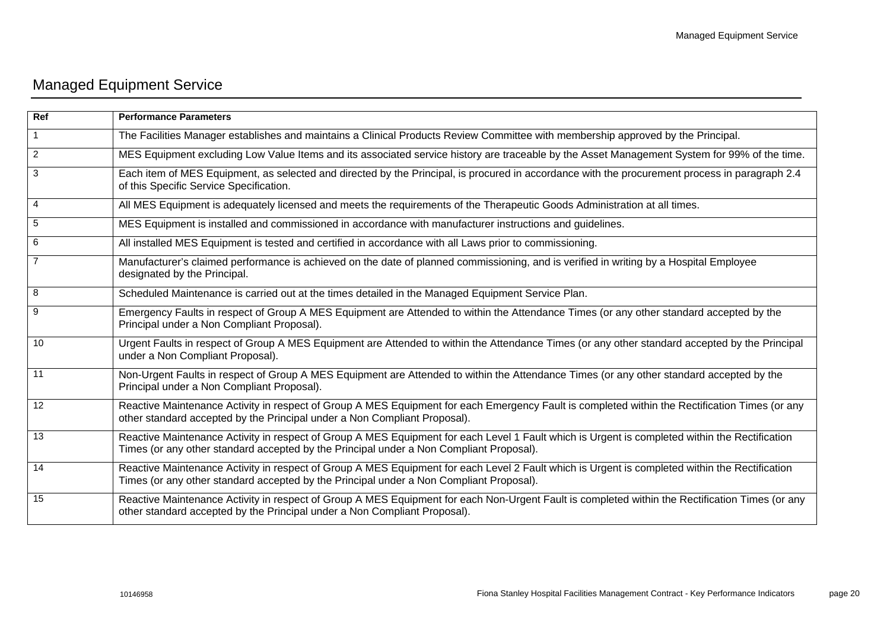# Managed Equipment Service

| Ref | Performance Parameters |
|---|---|
| 1 | The Facilities Manager establishes and maintains a Clinical Products Review Committee with membership approved by the Principal. |
| 2 | MES Equipment excluding Low Value Items and its associated service history are traceable by the Asset Management System for 99% of the time. |
| 3 | Each item of MES Equipment, as selected and directed by the Principal, is procured in accordance with the procurement process in paragraph 2.4 of this Specific Service Specification. |
| 4 | All MES Equipment is adequately licensed and meets the requirements of the Therapeutic Goods Administration at all times. |
| 5 | MES Equipment is installed and commissioned in accordance with manufacturer instructions and guidelines. |
| 6 | All installed MES Equipment is tested and certified in accordance with all Laws prior to commissioning. |
| 7 | Manufacturer's claimed performance is achieved on the date of planned commissioning, and is verified in writing by a Hospital Employee designated by the Principal. |
| 8 | Scheduled Maintenance is carried out at the times detailed in the Managed Equipment Service Plan. |
| 9 | Emergency Faults in respect of Group A MES Equipment are Attended to within the Attendance Times (or any other standard accepted by the Principal under a Non Compliant Proposal). |
| 10 | Urgent Faults in respect of Group A MES Equipment are Attended to within the Attendance Times (or any other standard accepted by the Principal under a Non Compliant Proposal). |
| 11 | Non-Urgent Faults in respect of Group A MES Equipment are Attended to within the Attendance Times (or any other standard accepted by the Principal under a Non Compliant Proposal). |
| 12 | Reactive Maintenance Activity in respect of Group A MES Equipment for each Emergency Fault is completed within the Rectification Times (or any other standard accepted by the Principal under a Non Compliant Proposal). |
| 13 | Reactive Maintenance Activity in respect of Group A MES Equipment for each Level 1 Fault which is Urgent is completed within the Rectification Times (or any other standard accepted by the Principal under a Non Compliant Proposal). |
| 14 | Reactive Maintenance Activity in respect of Group A MES Equipment for each Level 2 Fault which is Urgent is completed within the Rectification Times (or any other standard accepted by the Principal under a Non Compliant Proposal). |
| 15 | Reactive Maintenance Activity in respect of Group A MES Equipment for each Non-Urgent Fault is completed within the Rectification Times (or any other standard accepted by the Principal under a Non Compliant Proposal). |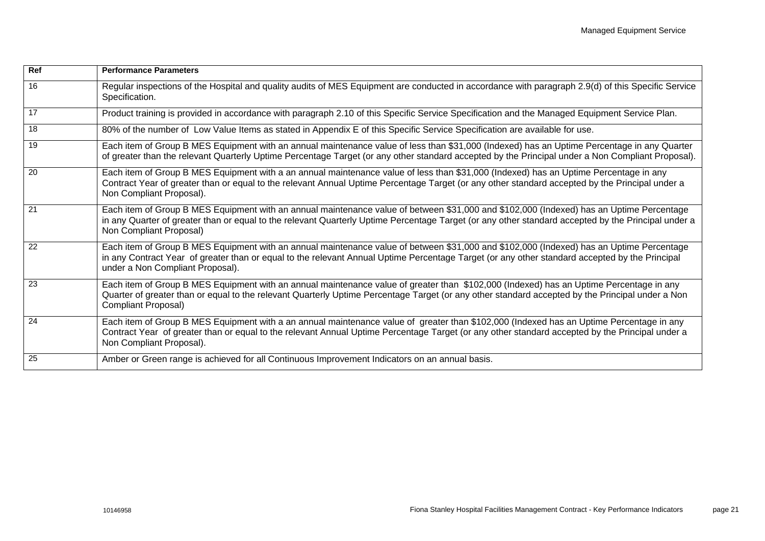| Ref | Performance Parameters |
|---|---|
| 16 | Regular inspections of the Hospital and quality audits of MES Equipment are conducted in accordance with paragraph 2.9(d) of this Specific Service Specification. |
| 17 | Product training is provided in accordance with paragraph 2.10 of this Specific Service Specification and the Managed Equipment Service Plan. |
| 18 | 80% of the number of Low Value Items as stated in Appendix E of this Specific Service Specification are available for use. |
| 19 | Each item of Group B MES Equipment with an annual maintenance value of less than $31,000 (Indexed) has an Uptime Percentage in any Quarter of greater than the relevant Quarterly Uptime Percentage Target (or any other standard accepted by the Principal under a Non Compliant Proposal). |
| 20 | Each item of Group B MES Equipment with a an annual maintenance value of less than $31,000 (Indexed) has an Uptime Percentage in any Contract Year of greater than or equal to the relevant Annual Uptime Percentage Target (or any other standard accepted by the Principal under a Non Compliant Proposal). |
| 21 | Each item of Group B MES Equipment with an annual maintenance value of between $31,000 and $102,000 (Indexed) has an Uptime Percentage in any Quarter of greater than or equal to the relevant Quarterly Uptime Percentage Target (or any other standard accepted by the Principal under a Non Compliant Proposal) |
| 22 | Each item of Group B MES Equipment with an annual maintenance value of between $31,000 and $102,000 (Indexed) has an Uptime Percentage in any Contract Year of greater than or equal to the relevant Annual Uptime Percentage Target (or any other standard accepted by the Principal under a Non Compliant Proposal). |
| 23 | Each item of Group B MES Equipment with an annual maintenance value of greater than $102,000 (Indexed) has an Uptime Percentage in any Quarter of greater than or equal to the relevant Quarterly Uptime Percentage Target (or any other standard accepted by the Principal under a Non Compliant Proposal) |
| 24 | Each item of Group B MES Equipment with a an annual maintenance value of greater than $102,000 (Indexed has an Uptime Percentage in any Contract Year of greater than or equal to the relevant Annual Uptime Percentage Target (or any other standard accepted by the Principal under a Non Compliant Proposal). |
| 25 | Amber or Green range is achieved for all Continuous Improvement Indicators on an annual basis. |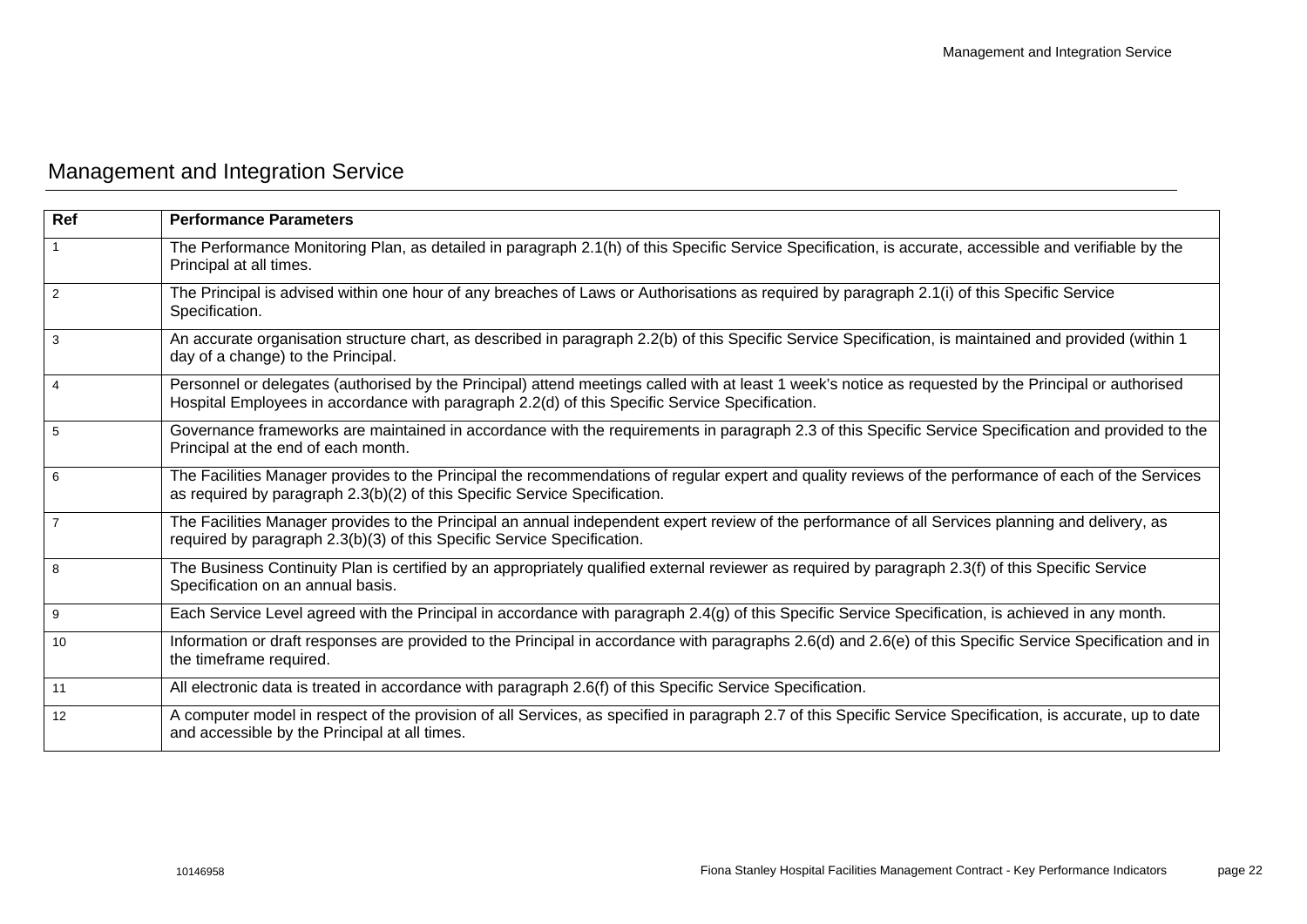# Management and Integration Service

| Ref | Performance Parameters |
|---|---|
| 1 | The Performance Monitoring Plan, as detailed in paragraph 2.1(h) of this Specific Service Specification, is accurate, accessible and verifiable by the Principal at all times. |
| 2 | The Principal is advised within one hour of any breaches of Laws or Authorisations as required by paragraph 2.1(i) of this Specific Service Specification. |
| 3 | An accurate organisation structure chart, as described in paragraph 2.2(b) of this Specific Service Specification, is maintained and provided (within 1 day of a change) to the Principal. |
| 4 | Personnel or delegates (authorised by the Principal) attend meetings called with at least 1 week's notice as requested by the Principal or authorised Hospital Employees in accordance with paragraph 2.2(d) of this Specific Service Specification. |
| 5 | Governance frameworks are maintained in accordance with the requirements in paragraph 2.3 of this Specific Service Specification and provided to the Principal at the end of each month. |
| 6 | The Facilities Manager provides to the Principal the recommendations of regular expert and quality reviews of the performance of each of the Services as required by paragraph 2.3(b)(2) of this Specific Service Specification. |
| 7 | The Facilities Manager provides to the Principal an annual independent expert review of the performance of all Services planning and delivery, as required by paragraph 2.3(b)(3) of this Specific Service Specification. |
| 8 | The Business Continuity Plan is certified by an appropriately qualified external reviewer as required by paragraph 2.3(f) of this Specific Service Specification on an annual basis. |
| 9 | Each Service Level agreed with the Principal in accordance with paragraph 2.4(g) of this Specific Service Specification, is achieved in any month. |
| 10 | Information or draft responses are provided to the Principal in accordance with paragraphs 2.6(d) and 2.6(e) of this Specific Service Specification and in the timeframe required. |
| 11 | All electronic data is treated in accordance with paragraph 2.6(f) of this Specific Service Specification. |
| 12 | A computer model in respect of the provision of all Services, as specified in paragraph 2.7 of this Specific Service Specification, is accurate, up to date and accessible by the Principal at all times. |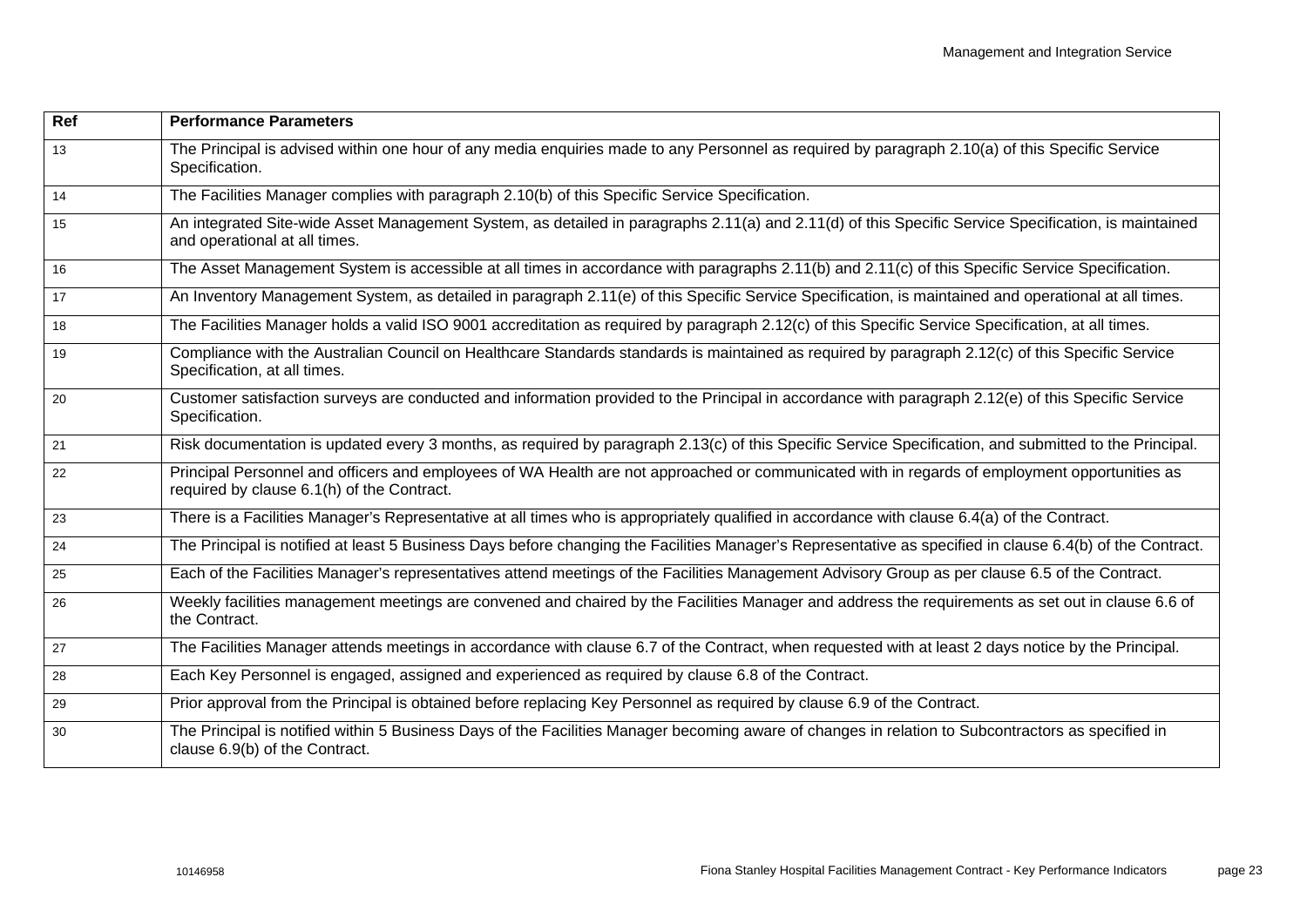| Ref | Performance Parameters |
|---|---|
| 13 | The Principal is advised within one hour of any media enquiries made to any Personnel as required by paragraph 2.10(a) of this Specific Service Specification. |
| 14 | The Facilities Manager complies with paragraph 2.10(b) of this Specific Service Specification. |
| 15 | An integrated Site-wide Asset Management System, as detailed in paragraphs 2.11(a) and 2.11(d) of this Specific Service Specification, is maintained and operational at all times. |
| 16 | The Asset Management System is accessible at all times in accordance with paragraphs 2.11(b) and 2.11(c) of this Specific Service Specification. |
| 17 | An Inventory Management System, as detailed in paragraph 2.11(e) of this Specific Service Specification, is maintained and operational at all times. |
| 18 | The Facilities Manager holds a valid ISO 9001 accreditation as required by paragraph 2.12(c) of this Specific Service Specification, at all times. |
| 19 | Compliance with the Australian Council on Healthcare Standards standards is maintained as required by paragraph 2.12(c) of this Specific Service Specification, at all times. |
| 20 | Customer satisfaction surveys are conducted and information provided to the Principal in accordance with paragraph 2.12(e) of this Specific Service Specification. |
| 21 | Risk documentation is updated every 3 months, as required by paragraph 2.13(c) of this Specific Service Specification, and submitted to the Principal. |
| 22 | Principal Personnel and officers and employees of WA Health are not approached or communicated with in regards of employment opportunities as required by clause 6.1(h) of the Contract. |
| 23 | There is a Facilities Manager's Representative at all times who is appropriately qualified in accordance with clause 6.4(a) of the Contract. |
| 24 | The Principal is notified at least 5 Business Days before changing the Facilities Manager's Representative as specified in clause 6.4(b) of the Contract. |
| 25 | Each of the Facilities Manager's representatives attend meetings of the Facilities Management Advisory Group as per clause 6.5 of the Contract. |
| 26 | Weekly facilities management meetings are convened and chaired by the Facilities Manager and address the requirements as set out in clause 6.6 of the Contract. |
| 27 | The Facilities Manager attends meetings in accordance with clause 6.7 of the Contract, when requested with at least 2 days notice by the Principal. |
| 28 | Each Key Personnel is engaged, assigned and experienced as required by clause 6.8 of the Contract. |
| 29 | Prior approval from the Principal is obtained before replacing Key Personnel as required by clause 6.9 of the Contract. |
| 30 | The Principal is notified within 5 Business Days of the Facilities Manager becoming aware of changes in relation to Subcontractors as specified in clause 6.9(b) of the Contract. |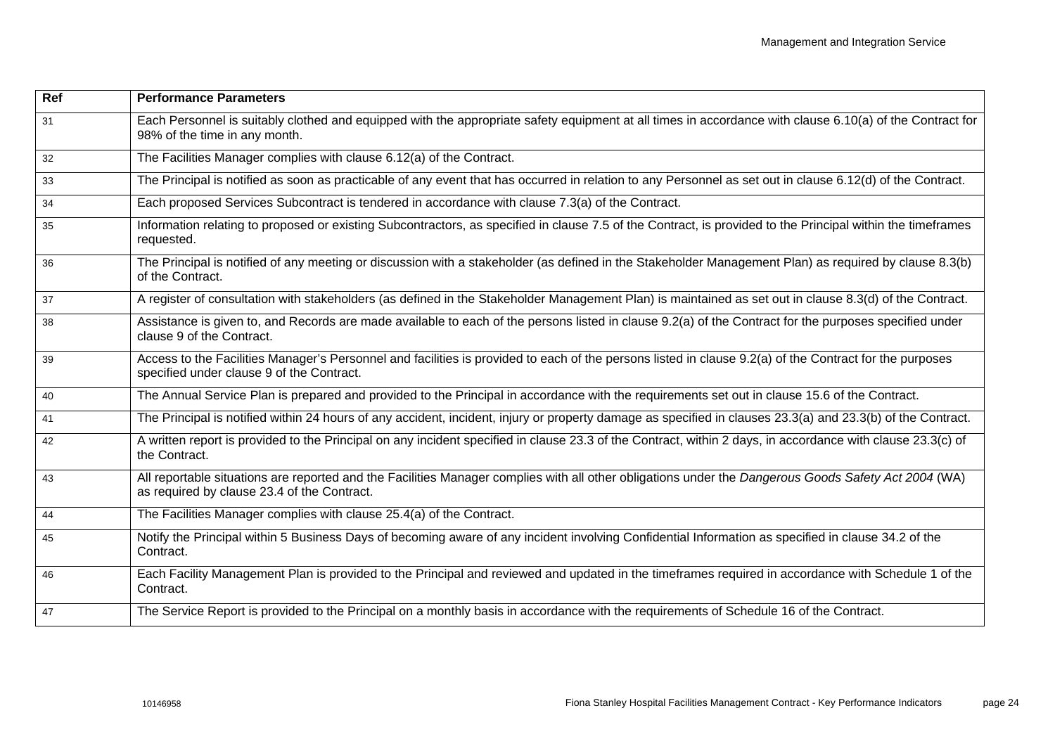| Ref | Performance Parameters |
| --- | --- |
| 31 | Each Personnel is suitably clothed and equipped with the appropriate safety equipment at all times in accordance with clause 6.10(a) of the Contract for 98% of the time in any month. |
| 32 | The Facilities Manager complies with clause 6.12(a) of the Contract. |
| 33 | The Principal is notified as soon as practicable of any event that has occurred in relation to any Personnel as set out in clause 6.12(d) of the Contract. |
| 34 | Each proposed Services Subcontract is tendered in accordance with clause 7.3(a) of the Contract. |
| 35 | Information relating to proposed or existing Subcontractors, as specified in clause 7.5 of the Contract, is provided to the Principal within the timeframes requested. |
| 36 | The Principal is notified of any meeting or discussion with a stakeholder (as defined in the Stakeholder Management Plan) as required by clause 8.3(b) of the Contract. |
| 37 | A register of consultation with stakeholders (as defined in the Stakeholder Management Plan) is maintained as set out in clause 8.3(d) of the Contract. |
| 38 | Assistance is given to, and Records are made available to each of the persons listed in clause 9.2(a) of the Contract for the purposes specified under clause 9 of the Contract. |
| 39 | Access to the Facilities Manager's Personnel and facilities is provided to each of the persons listed in clause 9.2(a) of the Contract for the purposes specified under clause 9 of the Contract. |
| 40 | The Annual Service Plan is prepared and provided to the Principal in accordance with the requirements set out in clause 15.6 of the Contract. |
| 41 | The Principal is notified within 24 hours of any accident, incident, injury or property damage as specified in clauses 23.3(a) and 23.3(b) of the Contract. |
| 42 | A written report is provided to the Principal on any incident specified in clause 23.3 of the Contract, within 2 days, in accordance with clause 23.3(c) of the Contract. |
| 43 | All reportable situations are reported and the Facilities Manager complies with all other obligations under the *Dangerous Goods Safety Act 2004* (WA) as required by clause 23.4 of the Contract. |
| 44 | The Facilities Manager complies with clause 25.4(a) of the Contract. |
| 45 | Notify the Principal within 5 Business Days of becoming aware of any incident involving Confidential Information as specified in clause 34.2 of the Contract. |
| 46 | Each Facility Management Plan is provided to the Principal and reviewed and updated in the timeframes required in accordance with Schedule 1 of the Contract. |
| 47 | The Service Report is provided to the Principal on a monthly basis in accordance with the requirements of Schedule 16 of the Contract. |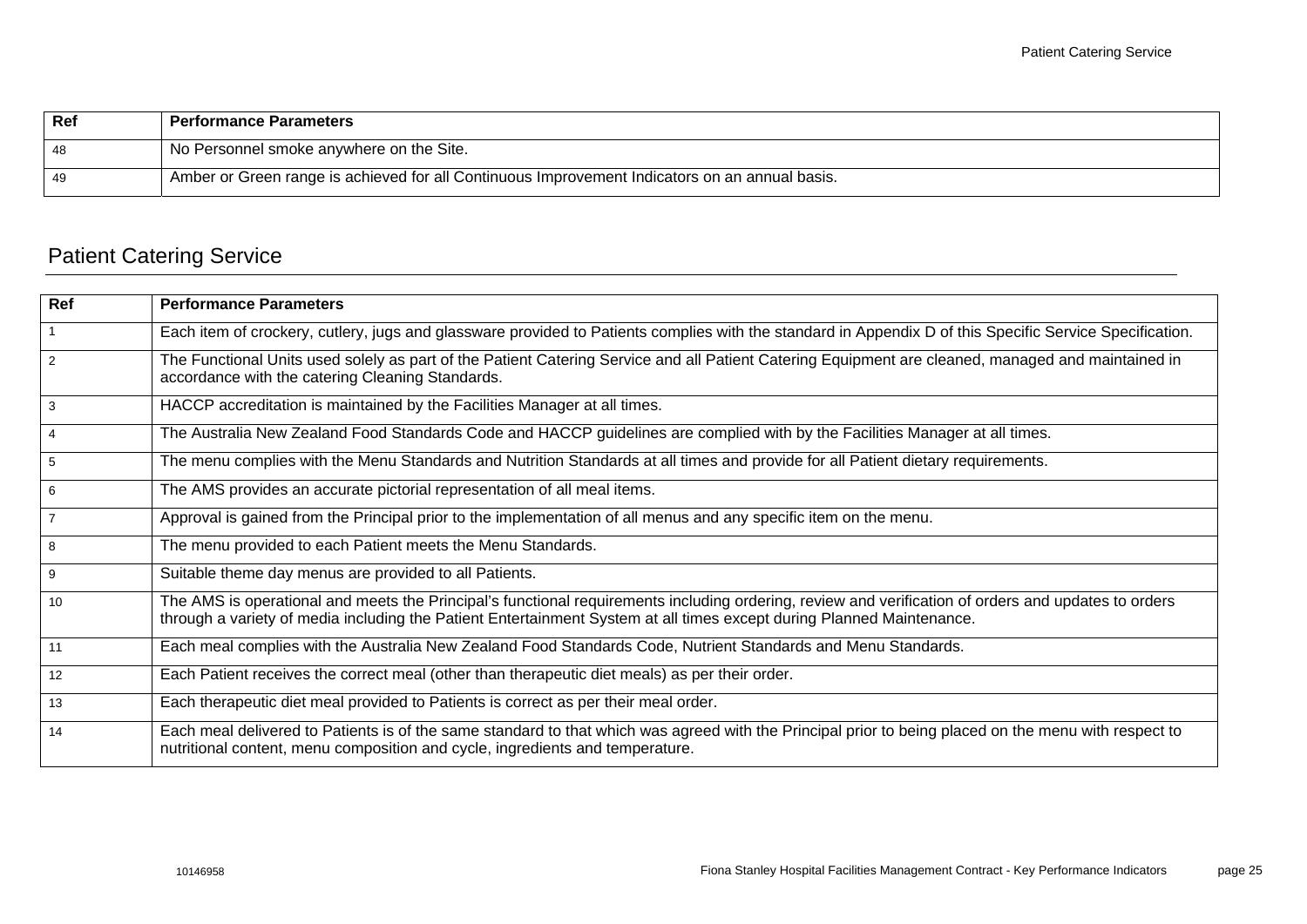| Ref | Performance Parameters |
|---|---|
| 48 | No Personnel smoke anywhere on the Site. |
| 49 | Amber or Green range is achieved for all Continuous Improvement Indicators on an annual basis. |

## Patient Catering Service

| Ref | Performance Parameters |
|---|---|
| 1 | Each item of crockery, cutlery, jugs and glassware provided to Patients complies with the standard in Appendix D of this Specific Service Specification. |
| 2 | The Functional Units used solely as part of the Patient Catering Service and all Patient Catering Equipment are cleaned, managed and maintained in accordance with the catering Cleaning Standards. |
| 3 | HACCP accreditation is maintained by the Facilities Manager at all times. |
| 4 | The Australia New Zealand Food Standards Code and HACCP guidelines are complied with by the Facilities Manager at all times. |
| 5 | The menu complies with the Menu Standards and Nutrition Standards at all times and provide for all Patient dietary requirements. |
| 6 | The AMS provides an accurate pictorial representation of all meal items. |
| 7 | Approval is gained from the Principal prior to the implementation of all menus and any specific item on the menu. |
| 8 | The menu provided to each Patient meets the Menu Standards. |
| 9 | Suitable theme day menus are provided to all Patients. |
| 10 | The AMS is operational and meets the Principal's functional requirements including ordering, review and verification of orders and updates to orders through a variety of media including the Patient Entertainment System at all times except during Planned Maintenance. |
| 11 | Each meal complies with the Australia New Zealand Food Standards Code, Nutrient Standards and Menu Standards. |
| 12 | Each Patient receives the correct meal (other than therapeutic diet meals) as per their order. |
| 13 | Each therapeutic diet meal provided to Patients is correct as per their meal order. |
| 14 | Each meal delivered to Patients is of the same standard to that which was agreed with the Principal prior to being placed on the menu with respect to nutritional content, menu composition and cycle, ingredients and temperature. |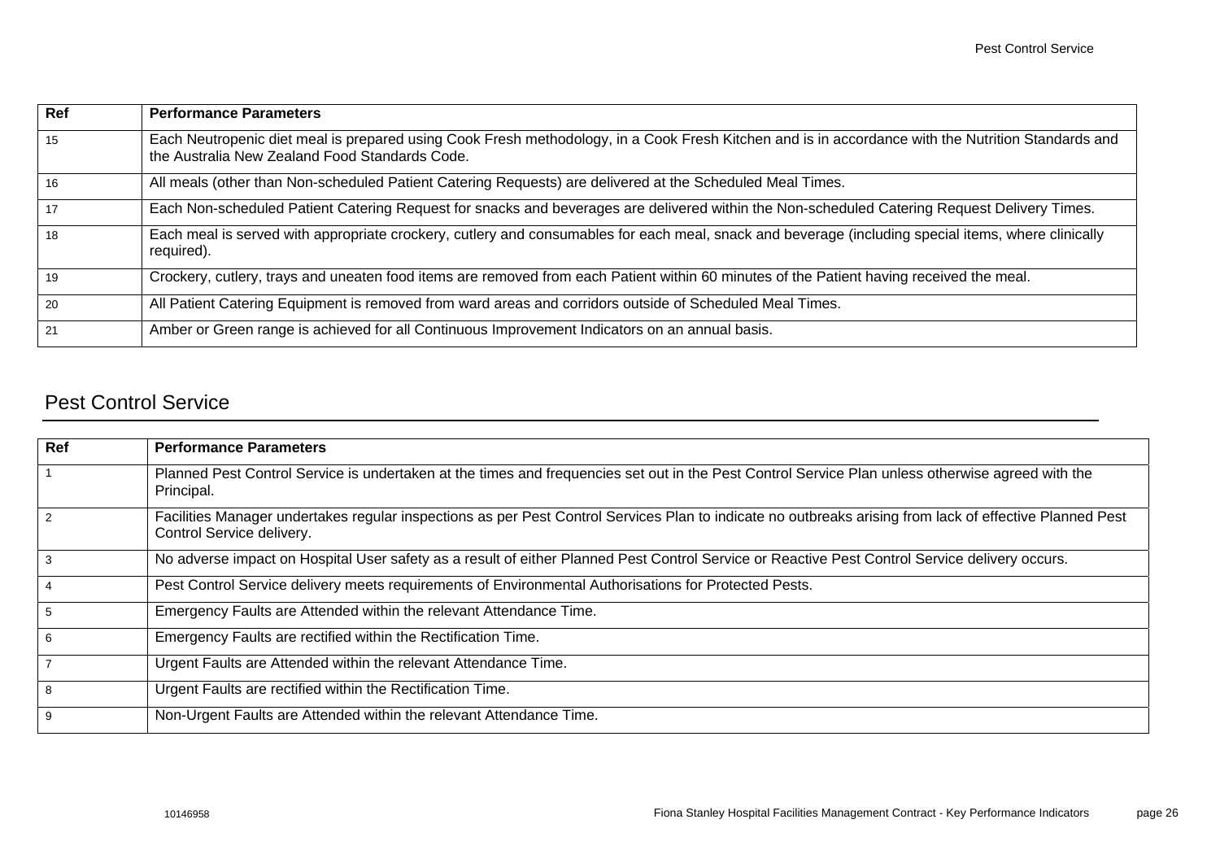| Ref | Performance Parameters |
|---|---|
| 15 | Each Neutropenic diet meal is prepared using Cook Fresh methodology, in a Cook Fresh Kitchen and is in accordance with the Nutrition Standards and the Australia New Zealand Food Standards Code. |
| 16 | All meals (other than Non-scheduled Patient Catering Requests) are delivered at the Scheduled Meal Times. |
| 17 | Each Non-scheduled Patient Catering Request for snacks and beverages are delivered within the Non-scheduled Catering Request Delivery Times. |
| 18 | Each meal is served with appropriate crockery, cutlery and consumables for each meal, snack and beverage (including special items, where clinically required). |
| 19 | Crockery, cutlery, trays and uneaten food items are removed from each Patient within 60 minutes of the Patient having received the meal. |
| 20 | All Patient Catering Equipment is removed from ward areas and corridors outside of Scheduled Meal Times. |
| 21 | Amber or Green range is achieved for all Continuous Improvement Indicators on an annual basis. |

## Pest Control Service

| Ref | Performance Parameters |
|---|---|
| 1 | Planned Pest Control Service is undertaken at the times and frequencies set out in the Pest Control Service Plan unless otherwise agreed with the Principal. |
| 2 | Facilities Manager undertakes regular inspections as per Pest Control Services Plan to indicate no outbreaks arising from lack of effective Planned Pest Control Service delivery. |
| 3 | No adverse impact on Hospital User safety as a result of either Planned Pest Control Service or Reactive Pest Control Service delivery occurs. |
| 4 | Pest Control Service delivery meets requirements of Environmental Authorisations for Protected Pests. |
| 5 | Emergency Faults are Attended within the relevant Attendance Time. |
| 6 | Emergency Faults are rectified within the Rectification Time. |
| 7 | Urgent Faults are Attended within the relevant Attendance Time. |
| 8 | Urgent Faults are rectified within the Rectification Time. |
| 9 | Non-Urgent Faults are Attended within the relevant Attendance Time. |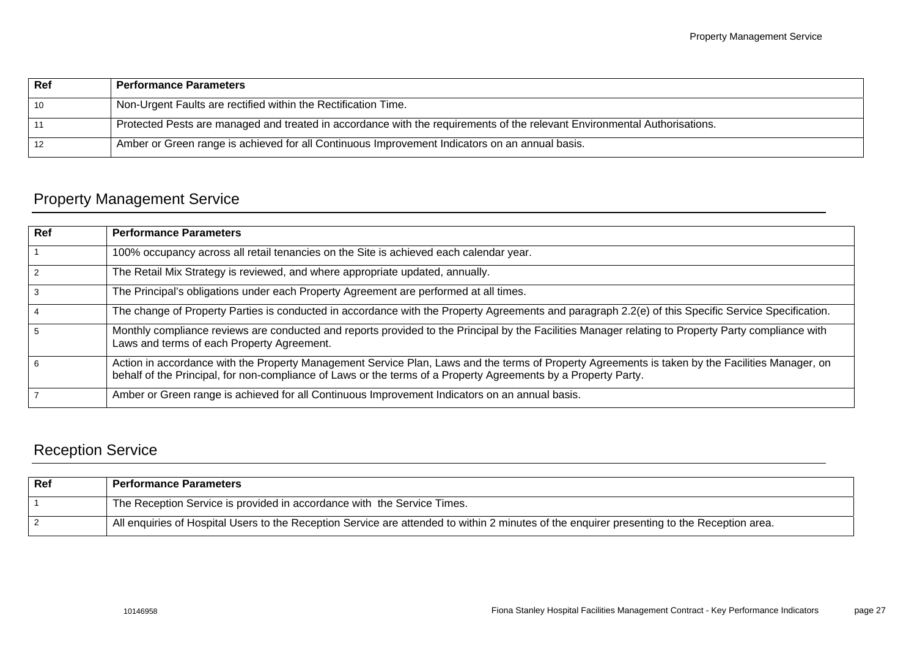| Ref | Performance Parameters |
| --- | --- |
| 10 | Non-Urgent Faults are rectified within the Rectification Time. |
| 11 | Protected Pests are managed and treated in accordance with the requirements of the relevant Environmental Authorisations. |
| 12 | Amber or Green range is achieved for all Continuous Improvement Indicators on an annual basis. |

## Property Management Service

| Ref | Performance Parameters |
| --- | --- |
| 1 | 100% occupancy across all retail tenancies on the Site is achieved each calendar year. |
| 2 | The Retail Mix Strategy is reviewed, and where appropriate updated, annually. |
| 3 | The Principal's obligations under each Property Agreement are performed at all times. |
| 4 | The change of Property Parties is conducted in accordance with the Property Agreements and paragraph 2.2(e) of this Specific Service Specification. |
| 5 | Monthly compliance reviews are conducted and reports provided to the Principal by the Facilities Manager relating to Property Party compliance with Laws and terms of each Property Agreement. |
| 6 | Action in accordance with the Property Management Service Plan, Laws and the terms of Property Agreements is taken by the Facilities Manager, on behalf of the Principal, for non-compliance of Laws or the terms of a Property Agreements by a Property Party. |
| 7 | Amber or Green range is achieved for all Continuous Improvement Indicators on an annual basis. |

## Reception Service

| Ref | Performance Parameters |
| --- | --- |
| 1 | The Reception Service is provided in accordance with the Service Times. |
| 2 | All enquiries of Hospital Users to the Reception Service are attended to within 2 minutes of the enquirer presenting to the Reception area. |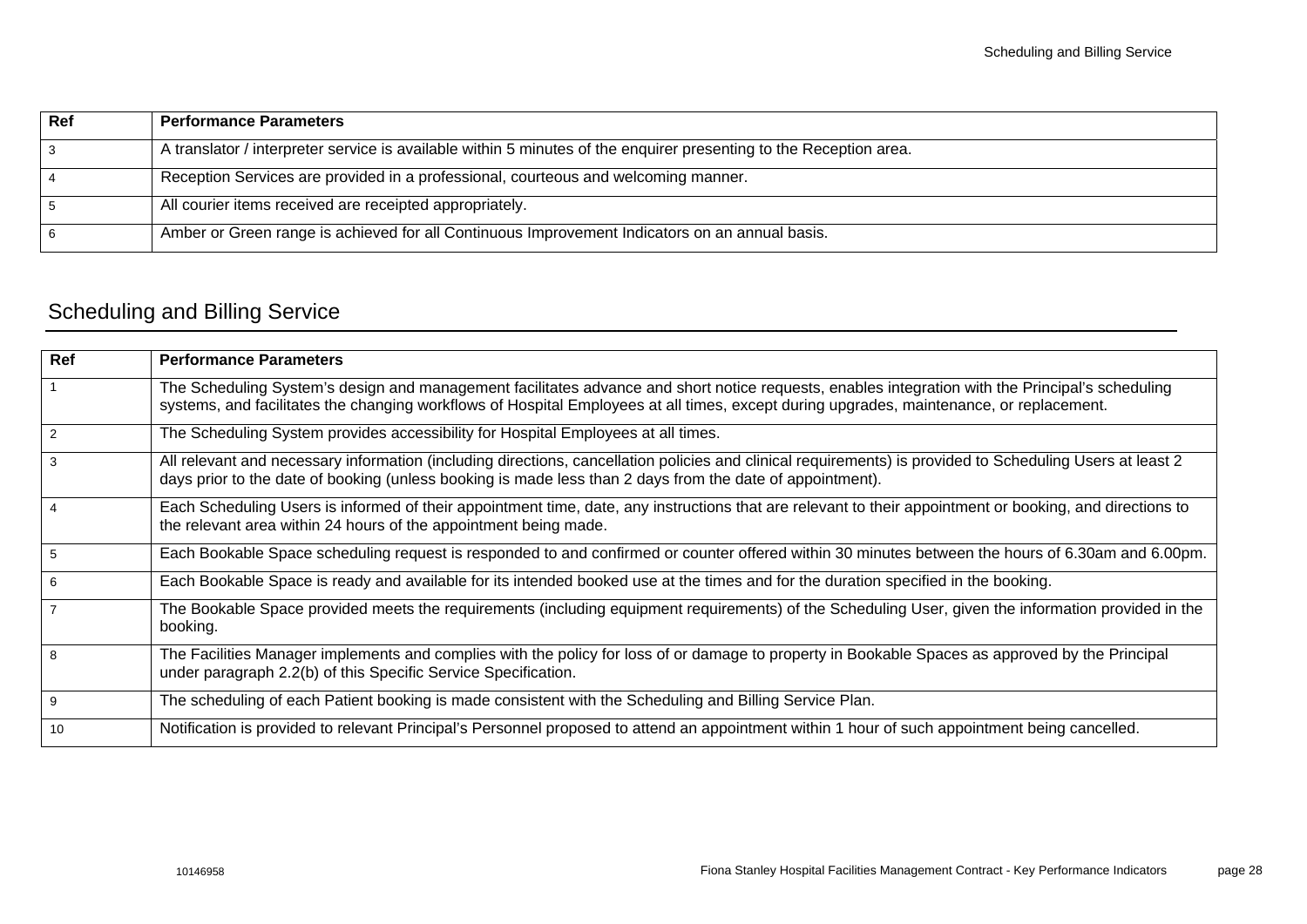| Ref | Performance Parameters |
| --- | --- |
| 3 | A translator / interpreter service is available within 5 minutes of the enquirer presenting to the Reception area. |
| 4 | Reception Services are provided in a professional, courteous and welcoming manner. |
| 5 | All courier items received are receipted appropriately. |
| 6 | Amber or Green range is achieved for all Continuous Improvement Indicators on an annual basis. |

## Scheduling and Billing Service

| Ref | Performance Parameters |
| --- | --- |
| 1 | The Scheduling System's design and management facilitates advance and short notice requests, enables integration with the Principal's scheduling systems, and facilitates the changing workflows of Hospital Employees at all times, except during upgrades, maintenance, or replacement. |
| 2 | The Scheduling System provides accessibility for Hospital Employees at all times. |
| 3 | All relevant and necessary information (including directions, cancellation policies and clinical requirements) is provided to Scheduling Users at least 2 days prior to the date of booking (unless booking is made less than 2 days from the date of appointment). |
| 4 | Each Scheduling Users is informed of their appointment time, date, any instructions that are relevant to their appointment or booking, and directions to the relevant area within 24 hours of the appointment being made. |
| 5 | Each Bookable Space scheduling request is responded to and confirmed or counter offered within 30 minutes between the hours of 6.30am and 6.00pm. |
| 6 | Each Bookable Space is ready and available for its intended booked use at the times and for the duration specified in the booking. |
| 7 | The Bookable Space provided meets the requirements (including equipment requirements) of the Scheduling User, given the information provided in the booking. |
| 8 | The Facilities Manager implements and complies with the policy for loss of or damage to property in Bookable Spaces as approved by the Principal under paragraph 2.2(b) of this Specific Service Specification. |
| 9 | The scheduling of each Patient booking is made consistent with the Scheduling and Billing Service Plan. |
| 10 | Notification is provided to relevant Principal's Personnel proposed to attend an appointment within 1 hour of such appointment being cancelled. |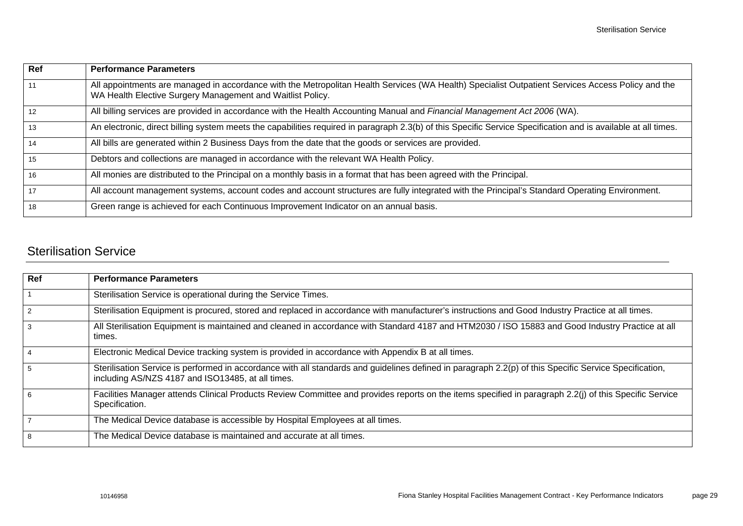| Ref | Performance Parameters |
|---|---|
| 11 | All appointments are managed in accordance with the Metropolitan Health Services (WA Health) Specialist Outpatient Services Access Policy and the WA Health Elective Surgery Management and Waitlist Policy. |
| 12 | All billing services are provided in accordance with the Health Accounting Manual and *Financial Management Act 2006* (WA). |
| 13 | An electronic, direct billing system meets the capabilities required in paragraph 2.3(b) of this Specific Service Specification and is available at all times. |
| 14 | All bills are generated within 2 Business Days from the date that the goods or services are provided. |
| 15 | Debtors and collections are managed in accordance with the relevant WA Health Policy. |
| 16 | All monies are distributed to the Principal on a monthly basis in a format that has been agreed with the Principal. |
| 17 | All account management systems, account codes and account structures are fully integrated with the Principal's Standard Operating Environment. |
| 18 | Green range is achieved for each Continuous Improvement Indicator on an annual basis. |

## Sterilisation Service

| Ref | Performance Parameters |
|---|---|
| 1 | Sterilisation Service is operational during the Service Times. |
| 2 | Sterilisation Equipment is procured, stored and replaced in accordance with manufacturer's instructions and Good Industry Practice at all times. |
| 3 | All Sterilisation Equipment is maintained and cleaned in accordance with Standard 4187 and HTM2030 / ISO 15883 and Good Industry Practice at all times. |
| 4 | Electronic Medical Device tracking system is provided in accordance with Appendix B at all times. |
| 5 | Sterilisation Service is performed in accordance with all standards and guidelines defined in paragraph 2.2(p) of this Specific Service Specification, including AS/NZS 4187 and ISO13485, at all times. |
| 6 | Facilities Manager attends Clinical Products Review Committee and provides reports on the items specified in paragraph 2.2(j) of this Specific Service Specification. |
| 7 | The Medical Device database is accessible by Hospital Employees at all times. |
| 8 | The Medical Device database is maintained and accurate at all times. |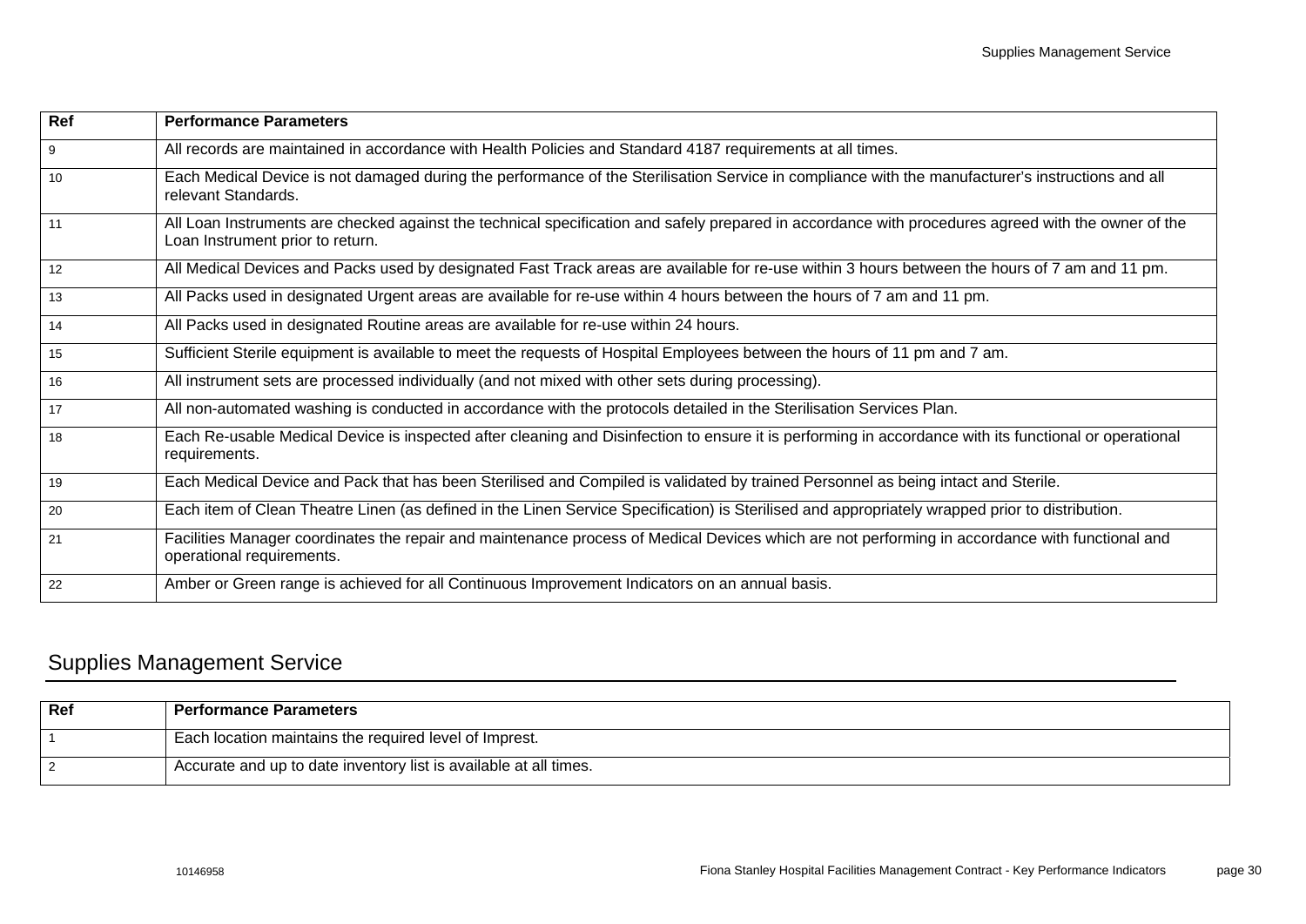| Ref | Performance Parameters |
| --- | --- |
| 9 | All records are maintained in accordance with Health Policies and Standard 4187 requirements at all times. |
| 10 | Each Medical Device is not damaged during the performance of the Sterilisation Service in compliance with the manufacturer's instructions and all relevant Standards. |
| 11 | All Loan Instruments are checked against the technical specification and safely prepared in accordance with procedures agreed with the owner of the Loan Instrument prior to return. |
| 12 | All Medical Devices and Packs used by designated Fast Track areas are available for re-use within 3 hours between the hours of 7 am and 11 pm. |
| 13 | All Packs used in designated Urgent areas are available for re-use within 4 hours between the hours of 7 am and 11 pm. |
| 14 | All Packs used in designated Routine areas are available for re-use within 24 hours. |
| 15 | Sufficient Sterile equipment is available to meet the requests of Hospital Employees between the hours of 11 pm and 7 am. |
| 16 | All instrument sets are processed individually (and not mixed with other sets during processing). |
| 17 | All non-automated washing is conducted in accordance with the protocols detailed in the Sterilisation Services Plan. |
| 18 | Each Re-usable Medical Device is inspected after cleaning and Disinfection to ensure it is performing in accordance with its functional or operational requirements. |
| 19 | Each Medical Device and Pack that has been Sterilised and Compiled is validated by trained Personnel as being intact and Sterile. |
| 20 | Each item of Clean Theatre Linen (as defined in the Linen Service Specification) is Sterilised and appropriately wrapped prior to distribution. |
| 21 | Facilities Manager coordinates the repair and maintenance process of Medical Devices which are not performing in accordance with functional and operational requirements. |
| 22 | Amber or Green range is achieved for all Continuous Improvement Indicators on an annual basis. |

## Supplies Management Service

| Ref | Performance Parameters |
| --- | --- |
| 1 | Each location maintains the required level of Imprest. |
| 2 | Accurate and up to date inventory list is available at all times. |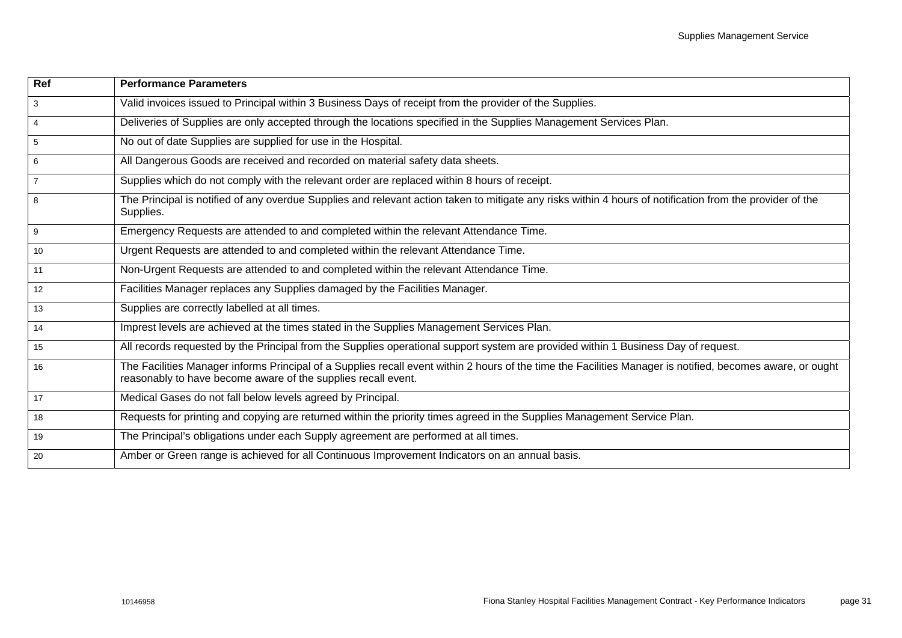| Ref | Performance Parameters |
| --- | --- |
| 3 | Valid invoices issued to Principal within 3 Business Days of receipt from the provider of the Supplies. |
| 4 | Deliveries of Supplies are only accepted through the locations specified in the Supplies Management Services Plan. |
| 5 | No out of date Supplies are supplied for use in the Hospital. |
| 6 | All Dangerous Goods are received and recorded on material safety data sheets. |
| 7 | Supplies which do not comply with the relevant order are replaced within 8 hours of receipt. |
| 8 | The Principal is notified of any overdue Supplies and relevant action taken to mitigate any risks within 4 hours of notification from the provider of the Supplies. |
| 9 | Emergency Requests are attended to and completed within the relevant Attendance Time. |
| 10 | Urgent Requests are attended to and completed within the relevant Attendance Time. |
| 11 | Non-Urgent Requests are attended to and completed within the relevant Attendance Time. |
| 12 | Facilities Manager replaces any Supplies damaged by the Facilities Manager. |
| 13 | Supplies are correctly labelled at all times. |
| 14 | Imprest levels are achieved at the times stated in the Supplies Management Services Plan. |
| 15 | All records requested by the Principal from the Supplies operational support system are provided within 1 Business Day of request. |
| 16 | The Facilities Manager informs Principal of a Supplies recall event within 2 hours of the time the Facilities Manager is notified, becomes aware, or ought reasonably to have become aware of the supplies recall event. |
| 17 | Medical Gases do not fall below levels agreed by Principal. |
| 18 | Requests for printing and copying are returned within the priority times agreed in the Supplies Management Service Plan. |
| 19 | The Principal's obligations under each Supply agreement are performed at all times. |
| 20 | Amber or Green range is achieved for all Continuous Improvement Indicators on an annual basis. |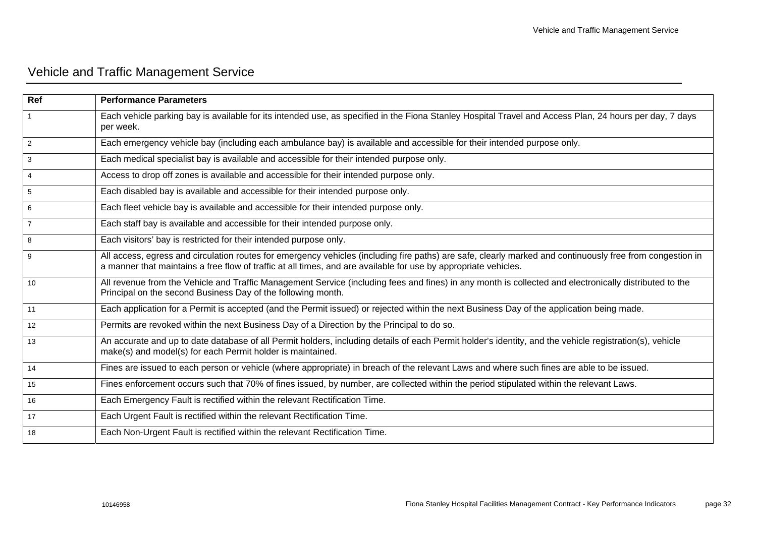# Vehicle and Traffic Management Service

| Ref | Performance Parameters |
|---|---|
| 1 | Each vehicle parking bay is available for its intended use, as specified in the Fiona Stanley Hospital Travel and Access Plan, 24 hours per day, 7 days per week. |
| 2 | Each emergency vehicle bay (including each ambulance bay) is available and accessible for their intended purpose only. |
| 3 | Each medical specialist bay is available and accessible for their intended purpose only. |
| 4 | Access to drop off zones is available and accessible for their intended purpose only. |
| 5 | Each disabled bay is available and accessible for their intended purpose only. |
| 6 | Each fleet vehicle bay is available and accessible for their intended purpose only. |
| 7 | Each staff bay is available and accessible for their intended purpose only. |
| 8 | Each visitors' bay is restricted for their intended purpose only. |
| 9 | All access, egress and circulation routes for emergency vehicles (including fire paths) are safe, clearly marked and continuously free from congestion in a manner that maintains a free flow of traffic at all times, and are available for use by appropriate vehicles. |
| 10 | All revenue from the Vehicle and Traffic Management Service (including fees and fines) in any month is collected and electronically distributed to the Principal on the second Business Day of the following month. |
| 11 | Each application for a Permit is accepted (and the Permit issued) or rejected within the next Business Day of the application being made. |
| 12 | Permits are revoked within the next Business Day of a Direction by the Principal to do so. |
| 13 | An accurate and up to date database of all Permit holders, including details of each Permit holder's identity, and the vehicle registration(s), vehicle make(s) and model(s) for each Permit holder is maintained. |
| 14 | Fines are issued to each person or vehicle (where appropriate) in breach of the relevant Laws and where such fines are able to be issued. |
| 15 | Fines enforcement occurs such that 70% of fines issued, by number, are collected within the period stipulated within the relevant Laws. |
| 16 | Each Emergency Fault is rectified within the relevant Rectification Time. |
| 17 | Each Urgent Fault is rectified within the relevant Rectification Time. |
| 18 | Each Non-Urgent Fault is rectified within the relevant Rectification Time. |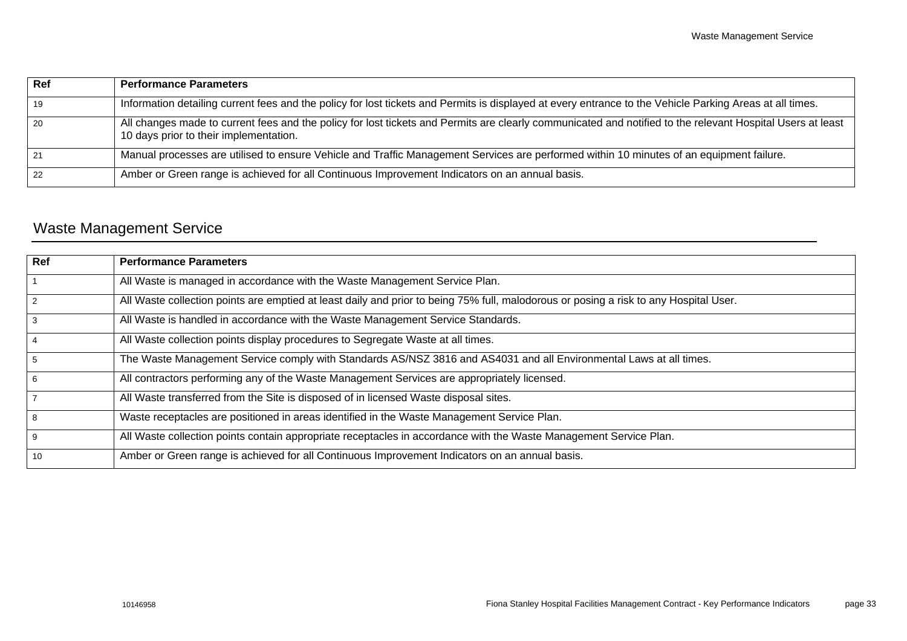| Ref | Performance Parameters |
|---|---|
| 19 | Information detailing current fees and the policy for lost tickets and Permits is displayed at every entrance to the Vehicle Parking Areas at all times. |
| 20 | All changes made to current fees and the policy for lost tickets and Permits are clearly communicated and notified to the relevant Hospital Users at least 10 days prior to their implementation. |
| 21 | Manual processes are utilised to ensure Vehicle and Traffic Management Services are performed within 10 minutes of an equipment failure. |
| 22 | Amber or Green range is achieved for all Continuous Improvement Indicators on an annual basis. |

## Waste Management Service

| Ref | Performance Parameters |
|---|---|
| 1 | All Waste is managed in accordance with the Waste Management Service Plan. |
| 2 | All Waste collection points are emptied at least daily and prior to being 75% full, malodorous or posing a risk to any Hospital User. |
| 3 | All Waste is handled in accordance with the Waste Management Service Standards. |
| 4 | All Waste collection points display procedures to Segregate Waste at all times. |
| 5 | The Waste Management Service comply with Standards AS/NSZ 3816 and AS4031 and all Environmental Laws at all times. |
| 6 | All contractors performing any of the Waste Management Services are appropriately licensed. |
| 7 | All Waste transferred from the Site is disposed of in licensed Waste disposal sites. |
| 8 | Waste receptacles are positioned in areas identified in the Waste Management Service Plan. |
| 9 | All Waste collection points contain appropriate receptacles in accordance with the Waste Management Service Plan. |
| 10 | Amber or Green range is achieved for all Continuous Improvement Indicators on an annual basis. |